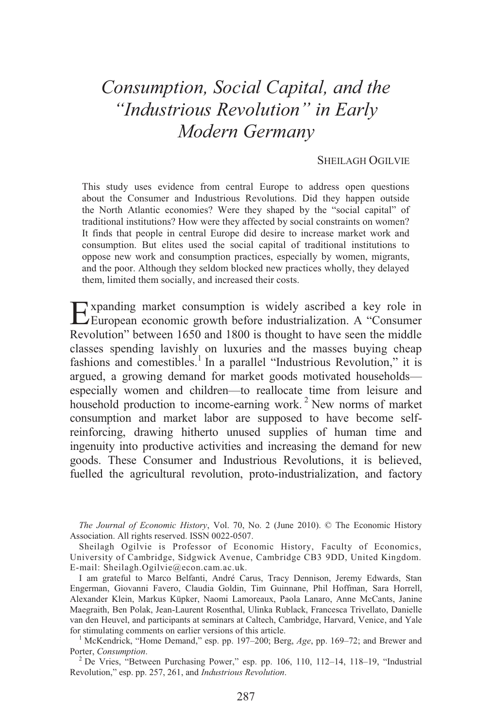# *Consumption, Social Capital, and the "Industrious Revolution" in Early Modern Germany*

SHEILAGH OGILVIE

This study uses evidence from central Europe to address open questions about the Consumer and Industrious Revolutions. Did they happen outside the North Atlantic economies? Were they shaped by the "social capital" of traditional institutions? How were they affected by social constraints on women? It finds that people in central Europe did desire to increase market work and consumption. But elites used the social capital of traditional institutions to oppose new work and consumption practices, especially by women, migrants, and the poor. Although they seldom blocked new practices wholly, they delayed them, limited them socially, and increased their costs.

Expanding market consumption is widely ascribed a key role in European economic growth before industrialization. A "Consumer Revolution" between 1650 and 1800 is thought to have seen the middle classes spending lavishly on luxuries and the masses buying cheap fashions and comestibles.[1] In a parallel "Industrious Revolution," it is argued, a growing demand for market goods motivated households—especially women and children—to reallocate time from leisure and household production to income-earning work.[2] New norms of market consumption and market labor are supposed to have become self-reinforcing, drawing hitherto unused supplies of human time and ingenuity into productive activities and increasing the demand for new goods. These Consumer and Industrious Revolutions, it is believed, fuelled the agricultural revolution, proto-industrialization, and factory

---

*The Journal of Economic History*, Vol. 70, No. 2 (June 2010). © The Economic History Association. All rights reserved. ISSN 0022-0507.

Sheilagh Ogilvie is Professor of Economic History, Faculty of Economics, University of Cambridge, Sidgwick Avenue, Cambridge CB3 9DD, United Kingdom. E-mail: Sheilagh.Ogilvie@econ.cam.ac.uk.

I am grateful to Marco Belfanti, André Carus, Tracy Dennison, Jeremy Edwards, Stan Engerman, Giovanni Favero, Claudia Goldin, Tim Guinnane, Phil Hoffman, Sara Horrell, Alexander Klein, Markus Küpker, Naomi Lamoreaux, Paola Lanaro, Anne McCants, Janine Maegraith, Ben Polak, Jean-Laurent Rosenthal, Ulinka Rublack, Francesca Trivellato, Danielle van den Heuvel, and participants at seminars at Caltech, Cambridge, Harvard, Venice, and Yale for stimulating comments on earlier versions of this article.

[1] McKendrick, "Home Demand," esp. pp. 197–200; Berg, *Age*, pp. 169–72; and Brewer and Porter, *Consumption*.

[2] De Vries, "Between Purchasing Power," esp. pp. 106, 110, 112–14, 118–19, "Industrial Revolution," esp. pp. 257, 261, and *Industrious Revolution*.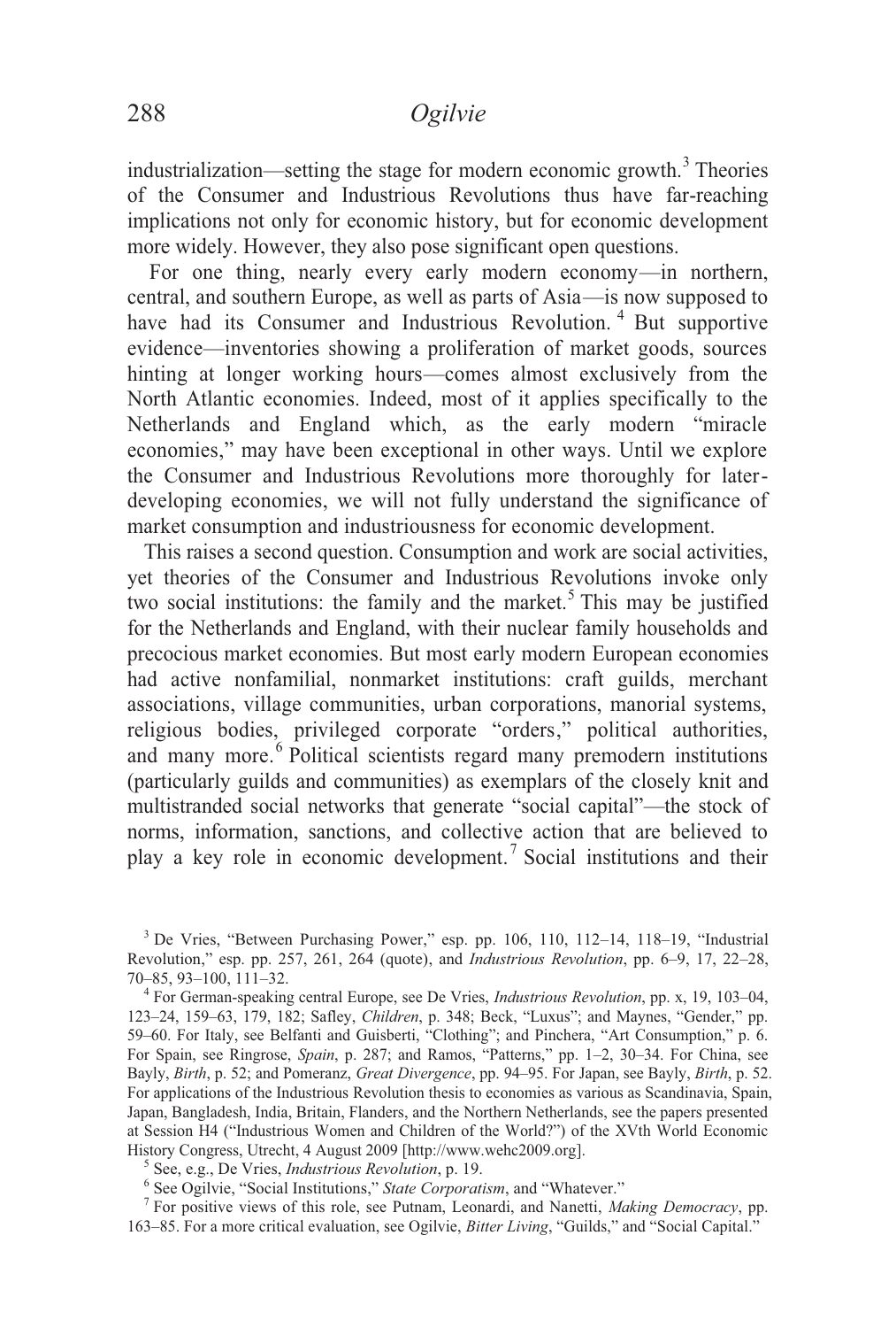industrialization—setting the stage for modern economic growth.[3] Theories of the Consumer and Industrious Revolutions thus have far-reaching implications not only for economic history, but for economic development more widely. However, they also pose significant open questions.

For one thing, nearly every early modern economy—in northern, central, and southern Europe, as well as parts of Asia—is now supposed to have had its Consumer and Industrious Revolution.[4] But supportive evidence—inventories showing a proliferation of market goods, sources hinting at longer working hours—comes almost exclusively from the North Atlantic economies. Indeed, most of it applies specifically to the Netherlands and England which, as the early modern "miracle economies," may have been exceptional in other ways. Until we explore the Consumer and Industrious Revolutions more thoroughly for later-developing economies, we will not fully understand the significance of market consumption and industriousness for economic development.

This raises a second question. Consumption and work are social activities, yet theories of the Consumer and Industrious Revolutions invoke only two social institutions: the family and the market.[5] This may be justified for the Netherlands and England, with their nuclear family households and precocious market economies. But most early modern European economies had active nonfamilial, nonmarket institutions: craft guilds, merchant associations, village communities, urban corporations, manorial systems, religious bodies, privileged corporate "orders," political authorities, and many more.[6] Political scientists regard many premodern institutions (particularly guilds and communities) as exemplars of the closely knit and multistranded social networks that generate "social capital"—the stock of norms, information, sanctions, and collective action that are believed to play a key role in economic development.[7] Social institutions and their

---

[3] De Vries, "Between Purchasing Power," esp. pp. 106, 110, 112–14, 118–19, "Industrial Revolution," esp. pp. 257, 261, 264 (quote), and *Industrious Revolution*, pp. 6–9, 17, 22–28, 70–85, 93–100, 111–32.

[4] For German-speaking central Europe, see De Vries, *Industrious Revolution*, pp. x, 19, 103–04, 123–24, 159–63, 179, 182; Safley, *Children*, p. 348; Beck, "Luxus"; and Maynes, "Gender," pp. 59–60. For Italy, see Belfanti and Guisberti, "Clothing"; and Pinchera, "Art Consumption," p. 6. For Spain, see Ringrose, *Spain*, p. 287; and Ramos, "Patterns," pp. 1–2, 30–34. For China, see Bayly, *Birth*, p. 52; and Pomeranz, *Great Divergence*, pp. 94–95. For Japan, see Bayly, *Birth*, p. 52. For applications of the Industrious Revolution thesis to economies as various as Scandinavia, Spain, Japan, Bangladesh, India, Britain, Flanders, and the Northern Netherlands, see the papers presented at Session H4 ("Industrious Women and Children of the World?") of the XVth World Economic History Congress, Utrecht, 4 August 2009 [http://www.wehc2009.org].

[5] See, e.g., De Vries, *Industrious Revolution*, p. 19.

[6] See Ogilvie, "Social Institutions," *State Corporatism*, and "Whatever."

[7] For positive views of this role, see Putnam, Leonardi, and Nanetti, *Making Democracy*, pp. 163–85. For a more critical evaluation, see Ogilvie, *Bitter Living*, "Guilds," and "Social Capital."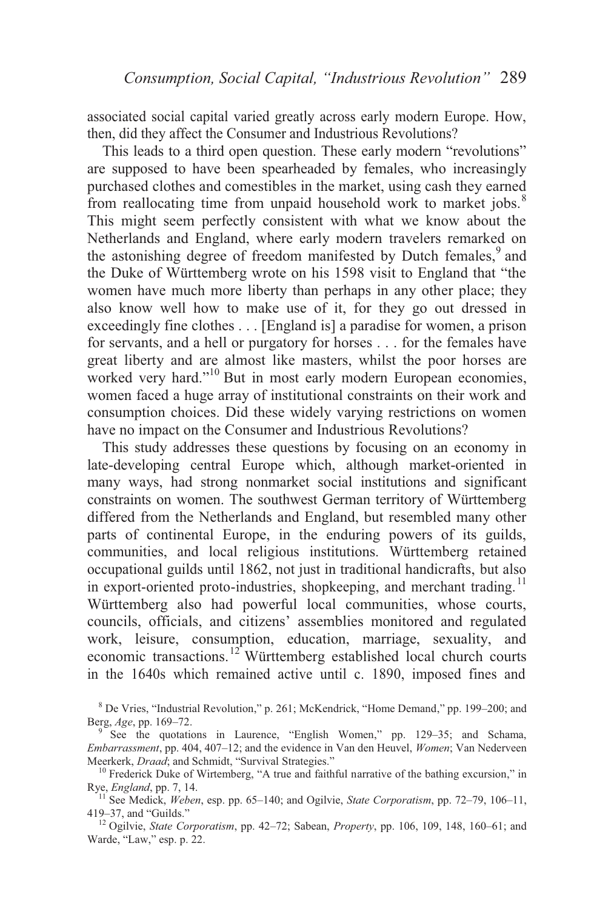associated social capital varied greatly across early modern Europe. How, then, did they affect the Consumer and Industrious Revolutions?

This leads to a third open question. These early modern "revolutions" are supposed to have been spearheaded by females, who increasingly purchased clothes and comestibles in the market, using cash they earned from reallocating time from unpaid household work to market jobs.[8] This might seem perfectly consistent with what we know about the Netherlands and England, where early modern travelers remarked on the astonishing degree of freedom manifested by Dutch females,[9] and the Duke of Württemberg wrote on his 1598 visit to England that "the women have much more liberty than perhaps in any other place; they also know well how to make use of it, for they go out dressed in exceedingly fine clothes . . . [England is] a paradise for women, a prison for servants, and a hell or purgatory for horses . . . for the females have great liberty and are almost like masters, whilst the poor horses are worked very hard."[10] But in most early modern European economies, women faced a huge array of institutional constraints on their work and consumption choices. Did these widely varying restrictions on women have no impact on the Consumer and Industrious Revolutions?

This study addresses these questions by focusing on an economy in late-developing central Europe which, although market-oriented in many ways, had strong nonmarket social institutions and significant constraints on women. The southwest German territory of Württemberg differed from the Netherlands and England, but resembled many other parts of continental Europe, in the enduring powers of its guilds, communities, and local religious institutions. Württemberg retained occupational guilds until 1862, not just in traditional handicrafts, but also in export-oriented proto-industries, shopkeeping, and merchant trading.[11] Württemberg also had powerful local communities, whose courts, councils, officials, and citizens' assemblies monitored and regulated work, leisure, consumption, education, marriage, sexuality, and economic transactions.[12] Württemberg established local church courts in the 1640s which remained active until c. 1890, imposed fines and

---

[8] De Vries, "Industrial Revolution," p. 261; McKendrick, "Home Demand," pp. 199–200; and Berg, *Age*, pp. 169–72.

[9] See the quotations in Laurence, "English Women," pp. 129–35; and Schama, *Embarrassment*, pp. 404, 407–12; and the evidence in Van den Heuvel, *Women*; Van Nederveen Meerkerk, *Draad*; and Schmidt, "Survival Strategies."

[10] Frederick Duke of Wirtemberg, "A true and faithful narrative of the bathing excursion," in Rye, *England*, pp. 7, 14.

[11] See Medick, *Weben*, esp. pp. 65–140; and Ogilvie, *State Corporatism*, pp. 72–79, 106–11, 419–37, and "Guilds."

[12] Ogilvie, *State Corporatism*, pp. 42–72; Sabean, *Property*, pp. 106, 109, 148, 160–61; and Warde, "Law," esp. p. 22.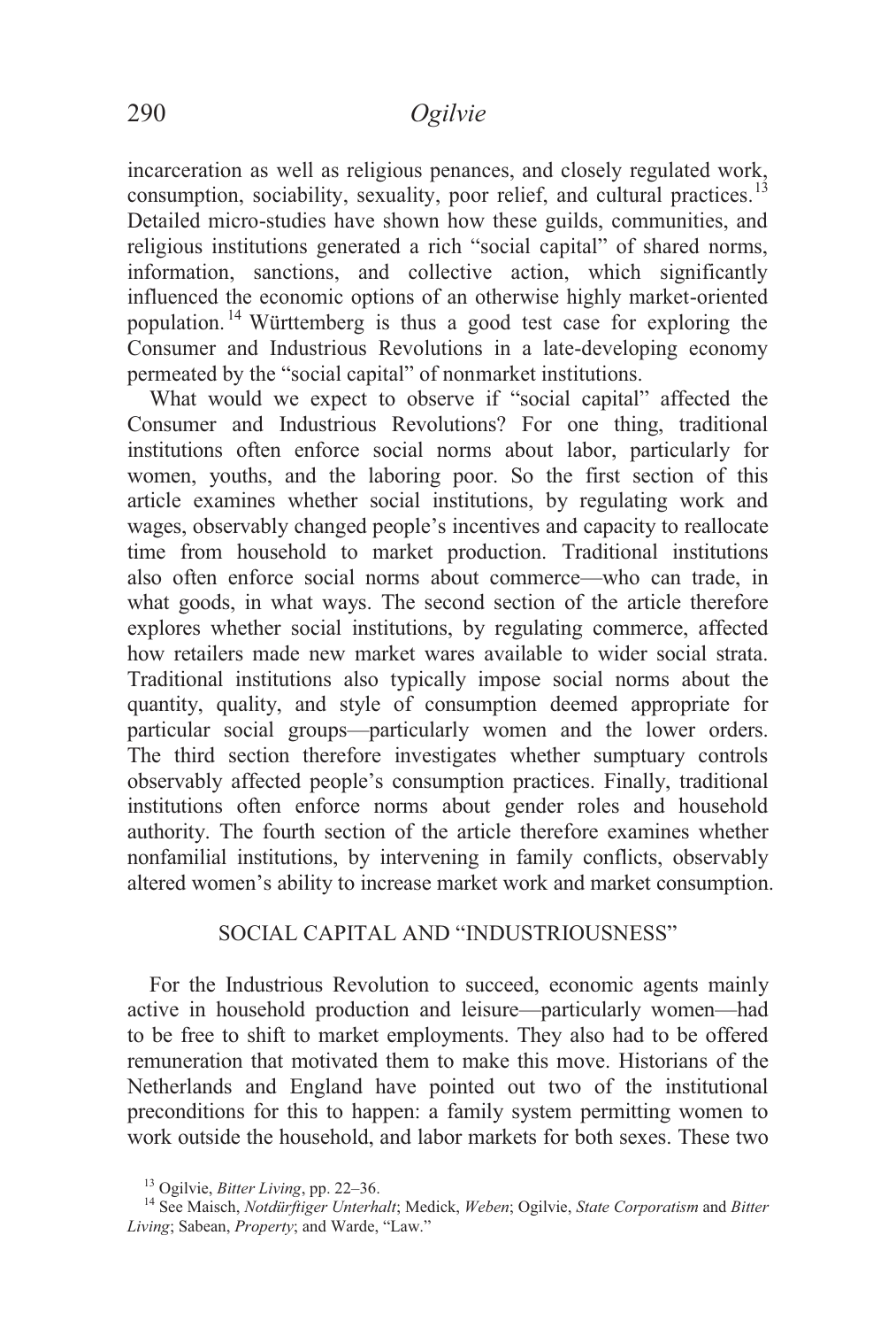incarceration as well as religious penances, and closely regulated work, consumption, sociability, sexuality, poor relief, and cultural practices.[13] Detailed micro-studies have shown how these guilds, communities, and religious institutions generated a rich "social capital" of shared norms, information, sanctions, and collective action, which significantly influenced the economic options of an otherwise highly market-oriented population.[14] Württemberg is thus a good test case for exploring the Consumer and Industrious Revolutions in a late-developing economy permeated by the "social capital" of nonmarket institutions.

What would we expect to observe if "social capital" affected the Consumer and Industrious Revolutions? For one thing, traditional institutions often enforce social norms about labor, particularly for women, youths, and the laboring poor. So the first section of this article examines whether social institutions, by regulating work and wages, observably changed people's incentives and capacity to reallocate time from household to market production. Traditional institutions also often enforce social norms about commerce—who can trade, in what goods, in what ways. The second section of the article therefore explores whether social institutions, by regulating commerce, affected how retailers made new market wares available to wider social strata. Traditional institutions also typically impose social norms about the quantity, quality, and style of consumption deemed appropriate for particular social groups—particularly women and the lower orders. The third section therefore investigates whether sumptuary controls observably affected people's consumption practices. Finally, traditional institutions often enforce norms about gender roles and household authority. The fourth section of the article therefore examines whether nonfamilial institutions, by intervening in family conflicts, observably altered women's ability to increase market work and market consumption.

## SOCIAL CAPITAL AND "INDUSTRIOUSNESS"

For the Industrious Revolution to succeed, economic agents mainly active in household production and leisure—particularly women—had to be free to shift to market employments. They also had to be offered remuneration that motivated them to make this move. Historians of the Netherlands and England have pointed out two of the institutional preconditions for this to happen: a family system permitting women to work outside the household, and labor markets for both sexes. These two

[13] Ogilvie, *Bitter Living*, pp. 22–36.

[14] See Maisch, *Notdürftiger Unterhalt*; Medick, *Weben*; Ogilvie, *State Corporatism* and *Bitter Living*; Sabean, *Property*; and Warde, "Law."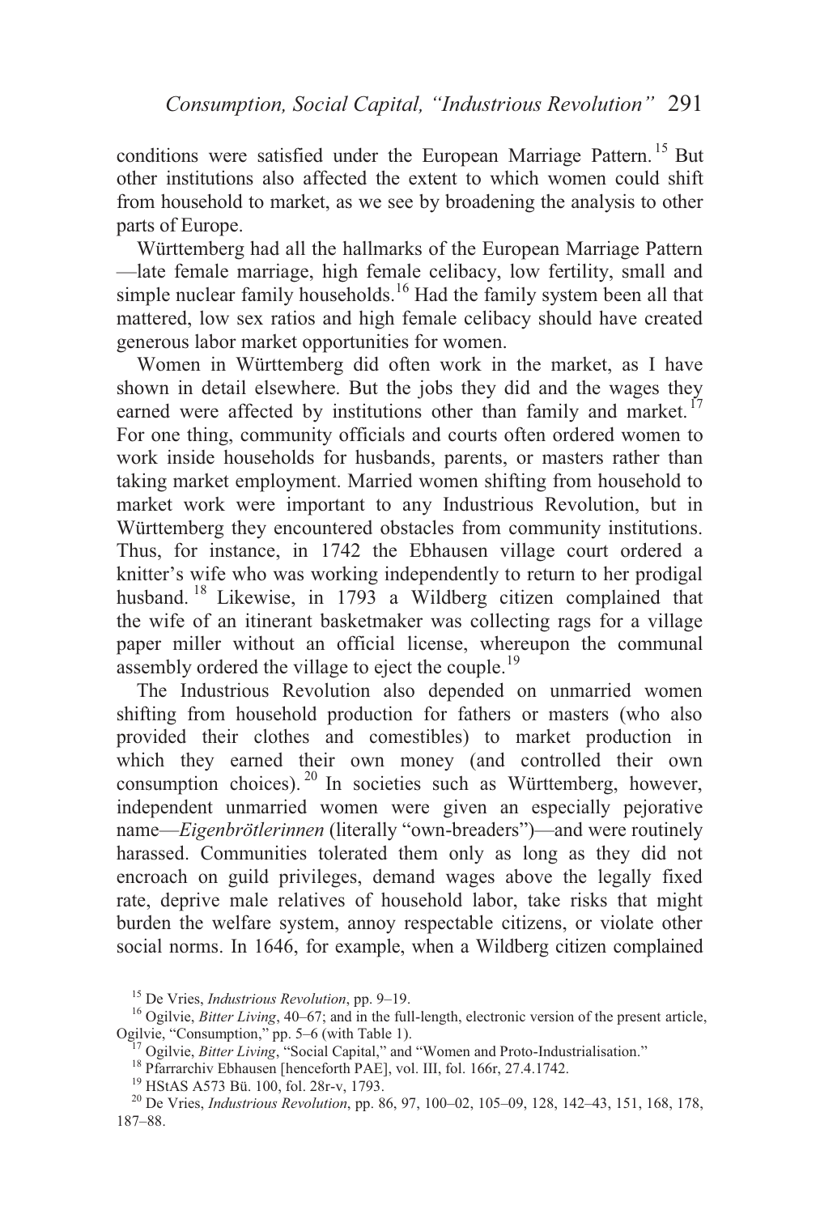conditions were satisfied under the European Marriage Pattern.[15] But other institutions also affected the extent to which women could shift from household to market, as we see by broadening the analysis to other parts of Europe.

Württemberg had all the hallmarks of the European Marriage Pattern—late female marriage, high female celibacy, low fertility, small and simple nuclear family households.[16] Had the family system been all that mattered, low sex ratios and high female celibacy should have created generous labor market opportunities for women.

Women in Württemberg did often work in the market, as I have shown in detail elsewhere. But the jobs they did and the wages they earned were affected by institutions other than family and market.[17] For one thing, community officials and courts often ordered women to work inside households for husbands, parents, or masters rather than taking market employment. Married women shifting from household to market work were important to any Industrious Revolution, but in Württemberg they encountered obstacles from community institutions. Thus, for instance, in 1742 the Ebhausen village court ordered a knitter's wife who was working independently to return to her prodigal husband.[18] Likewise, in 1793 a Wildberg citizen complained that the wife of an itinerant basketmaker was collecting rags for a village paper miller without an official license, whereupon the communal assembly ordered the village to eject the couple.[19]

The Industrious Revolution also depended on unmarried women shifting from household production for fathers or masters (who also provided their clothes and comestibles) to market production in which they earned their own money (and controlled their own consumption choices).[20] In societies such as Württemberg, however, independent unmarried women were given an especially pejorative name—*Eigenbrötlerinnen* (literally "own-breaders")—and were routinely harassed. Communities tolerated them only as long as they did not encroach on guild privileges, demand wages above the legally fixed rate, deprive male relatives of household labor, take risks that might burden the welfare system, annoy respectable citizens, or violate other social norms. In 1646, for example, when a Wildberg citizen complained

[15] De Vries, *Industrious Revolution*, pp. 9–19.

[16] Ogilvie, *Bitter Living*, 40–67; and in the full-length, electronic version of the present article, Ogilvie, "Consumption," pp. 5–6 (with Table 1).

[17] Ogilvie, *Bitter Living*, "Social Capital," and "Women and Proto-Industrialisation."

[18] Pfarrarchiv Ebhausen [henceforth PAE], vol. III, fol. 166r, 27.4.1742.

[19] HStAS A573 Bü. 100, fol. 28r-v, 1793.

[20] De Vries, *Industrious Revolution*, pp. 86, 97, 100–02, 105–09, 128, 142–43, 151, 168, 178, 187–88.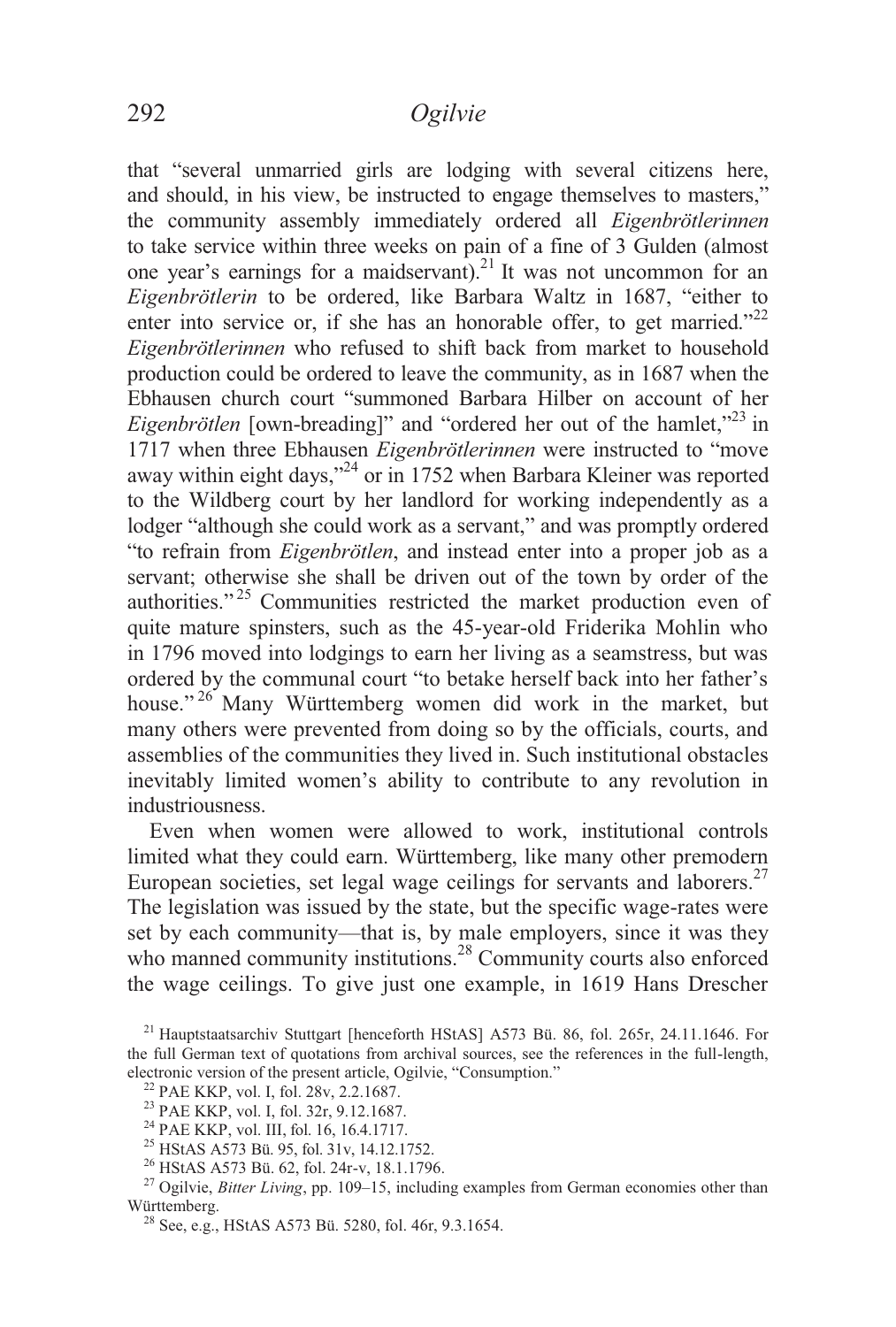that "several unmarried girls are lodging with several citizens here, and should, in his view, be instructed to engage themselves to masters," the community assembly immediately ordered all *Eigenbrötlerinnen* to take service within three weeks on pain of a fine of 3 Gulden (almost one year's earnings for a maidservant).[21] It was not uncommon for an *Eigenbrötlerin* to be ordered, like Barbara Waltz in 1687, "either to enter into service or, if she has an honorable offer, to get married."[22] *Eigenbrötlerinnen* who refused to shift back from market to household production could be ordered to leave the community, as in 1687 when the Ebhausen church court "summoned Barbara Hilber on account of her *Eigenbrötlen* [own-breading]" and "ordered her out of the hamlet,"[23] in 1717 when three Ebhausen *Eigenbrötlerinnen* were instructed to "move away within eight days,"[24] or in 1752 when Barbara Kleiner was reported to the Wildberg court by her landlord for working independently as a lodger "although she could work as a servant," and was promptly ordered "to refrain from *Eigenbrötlen*, and instead enter into a proper job as a servant; otherwise she shall be driven out of the town by order of the authorities."[25] Communities restricted the market production even of quite mature spinsters, such as the 45-year-old Friderika Mohlin who in 1796 moved into lodgings to earn her living as a seamstress, but was ordered by the communal court "to betake herself back into her father's house."[26] Many Württemberg women did work in the market, but many others were prevented from doing so by the officials, courts, and assemblies of the communities they lived in. Such institutional obstacles inevitably limited women's ability to contribute to any revolution in industriousness.

Even when women were allowed to work, institutional controls limited what they could earn. Württemberg, like many other premodern European societies, set legal wage ceilings for servants and laborers.[27] The legislation was issued by the state, but the specific wage-rates were set by each community—that is, by male employers, since it was they who manned community institutions.[28] Community courts also enforced the wage ceilings. To give just one example, in 1619 Hans Drescher

[21] Hauptstaatsarchiv Stuttgart [henceforth HStAS] A573 Bü. 86, fol. 265r, 24.11.1646. For the full German text of quotations from archival sources, see the references in the full-length, electronic version of the present article, Ogilvie, "Consumption."

[22] PAE KKP, vol. I, fol. 28v, 2.2.1687.

[23] PAE KKP, vol. I, fol. 32r, 9.12.1687.

[24] PAE KKP, vol. III, fol. 16, 16.4.1717.

[25] HStAS A573 Bü. 95, fol. 31v, 14.12.1752.

[26] HStAS A573 Bü. 62, fol. 24r-v, 18.1.1796.

[27] Ogilvie, *Bitter Living*, pp. 109–15, including examples from German economies other than Württemberg.

[28] See, e.g., HStAS A573 Bü. 5280, fol. 46r, 9.3.1654.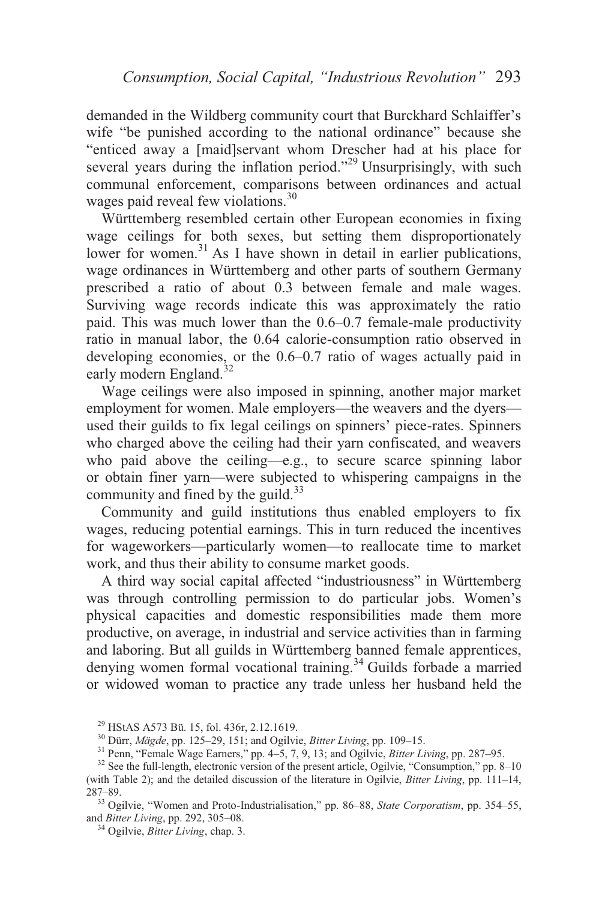demanded in the Wildberg community court that Burckhard Schlaiffer's wife "be punished according to the national ordinance" because she "enticed away a [maid]servant whom Drescher had at his place for several years during the inflation period."[29] Unsurprisingly, with such communal enforcement, comparisons between ordinances and actual wages paid reveal few violations.[30]

Württemberg resembled certain other European economies in fixing wage ceilings for both sexes, but setting them disproportionately lower for women.[31] As I have shown in detail in earlier publications, wage ordinances in Württemberg and other parts of southern Germany prescribed a ratio of about 0.3 between female and male wages. Surviving wage records indicate this was approximately the ratio paid. This was much lower than the 0.6–0.7 female-male productivity ratio in manual labor, the 0.64 calorie-consumption ratio observed in developing economies, or the 0.6–0.7 ratio of wages actually paid in early modern England.[32]

Wage ceilings were also imposed in spinning, another major market employment for women. Male employers—the weavers and the dyers—used their guilds to fix legal ceilings on spinners' piece-rates. Spinners who charged above the ceiling had their yarn confiscated, and weavers who paid above the ceiling—e.g., to secure scarce spinning labor or obtain finer yarn—were subjected to whispering campaigns in the community and fined by the guild.[33]

Community and guild institutions thus enabled employers to fix wages, reducing potential earnings. This in turn reduced the incentives for wageworkers—particularly women—to reallocate time to market work, and thus their ability to consume market goods.

A third way social capital affected "industriousness" in Württemberg was through controlling permission to do particular jobs. Women's physical capacities and domestic responsibilities made them more productive, on average, in industrial and service activities than in farming and laboring. But all guilds in Württemberg banned female apprentices, denying women formal vocational training.[34] Guilds forbade a married or widowed woman to practice any trade unless her husband held the

[29] HStAS A573 Bü. 15, fol. 436r, 2.12.1619.

[30] Dürr, *Mägde*, pp. 125–29, 151; and Ogilvie, *Bitter Living*, pp. 109–15.

[31] Penn, "Female Wage Earners," pp. 4–5, 7, 9, 13; and Ogilvie, *Bitter Living*, pp. 287–95.

[32] See the full-length, electronic version of the present article, Ogilvie, "Consumption," pp. 8–10 (with Table 2); and the detailed discussion of the literature in Ogilvie, *Bitter Living*, pp. 111–14, 287–89.

[33] Ogilvie, "Women and Proto-Industrialisation," pp. 86–88, *State Corporatism*, pp. 354–55, and *Bitter Living*, pp. 292, 305–08.

[34] Ogilvie, *Bitter Living*, chap. 3.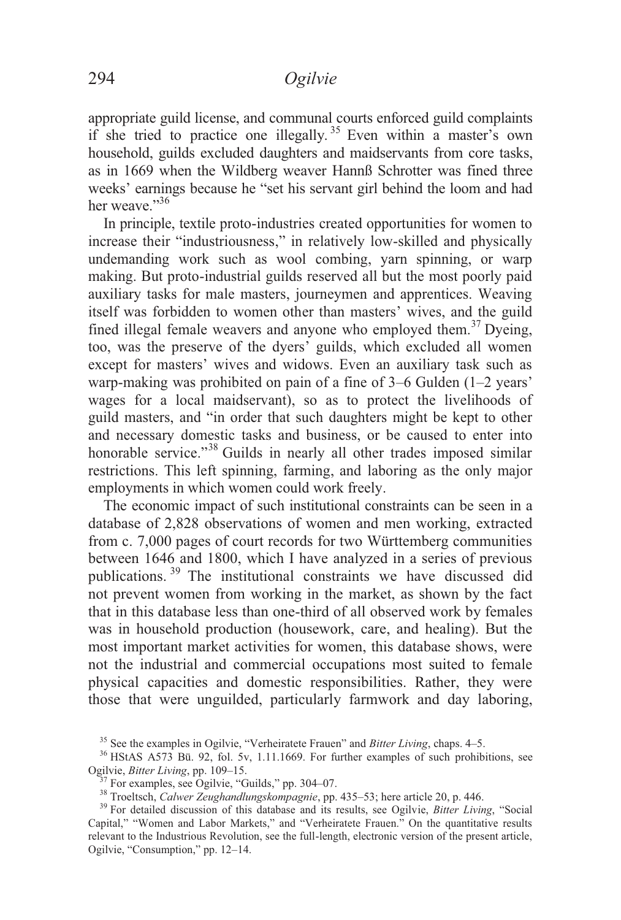appropriate guild license, and communal courts enforced guild complaints if she tried to practice one illegally.[35] Even within a master's own household, guilds excluded daughters and maidservants from core tasks, as in 1669 when the Wildberg weaver Hannß Schrotter was fined three weeks' earnings because he "set his servant girl behind the loom and had her weave."[36]

In principle, textile proto-industries created opportunities for women to increase their "industriousness," in relatively low-skilled and physically undemanding work such as wool combing, yarn spinning, or warp making. But proto-industrial guilds reserved all but the most poorly paid auxiliary tasks for male masters, journeymen and apprentices. Weaving itself was forbidden to women other than masters' wives, and the guild fined illegal female weavers and anyone who employed them.[37] Dyeing, too, was the preserve of the dyers' guilds, which excluded all women except for masters' wives and widows. Even an auxiliary task such as warp-making was prohibited on pain of a fine of 3–6 Gulden (1–2 years' wages for a local maidservant), so as to protect the livelihoods of guild masters, and "in order that such daughters might be kept to other and necessary domestic tasks and business, or be caused to enter into honorable service."[38] Guilds in nearly all other trades imposed similar restrictions. This left spinning, farming, and laboring as the only major employments in which women could work freely.

The economic impact of such institutional constraints can be seen in a database of 2,828 observations of women and men working, extracted from c. 7,000 pages of court records for two Württemberg communities between 1646 and 1800, which I have analyzed in a series of previous publications.[39] The institutional constraints we have discussed did not prevent women from working in the market, as shown by the fact that in this database less than one-third of all observed work by females was in household production (housework, care, and healing). But the most important market activities for women, this database shows, were not the industrial and commercial occupations most suited to female physical capacities and domestic responsibilities. Rather, they were those that were unguilded, particularly farmwork and day laboring,

[35] See the examples in Ogilvie, "Verheiratete Frauen" and *Bitter Living*, chaps. 4–5.

[36] HStAS A573 Bü. 92, fol. 5v, 1.11.1669. For further examples of such prohibitions, see Ogilvie, *Bitter Living*, pp. 109–15.

[37] For examples, see Ogilvie, "Guilds," pp. 304–07.

[38] Troeltsch, *Calwer Zeughandlungskompagnie*, pp. 435–53; here article 20, p. 446.

[39] For detailed discussion of this database and its results, see Ogilvie, *Bitter Living*, "Social Capital," "Women and Labor Markets," and "Verheiratete Frauen." On the quantitative results relevant to the Industrious Revolution, see the full-length, electronic version of the present article, Ogilvie, "Consumption," pp. 12–14.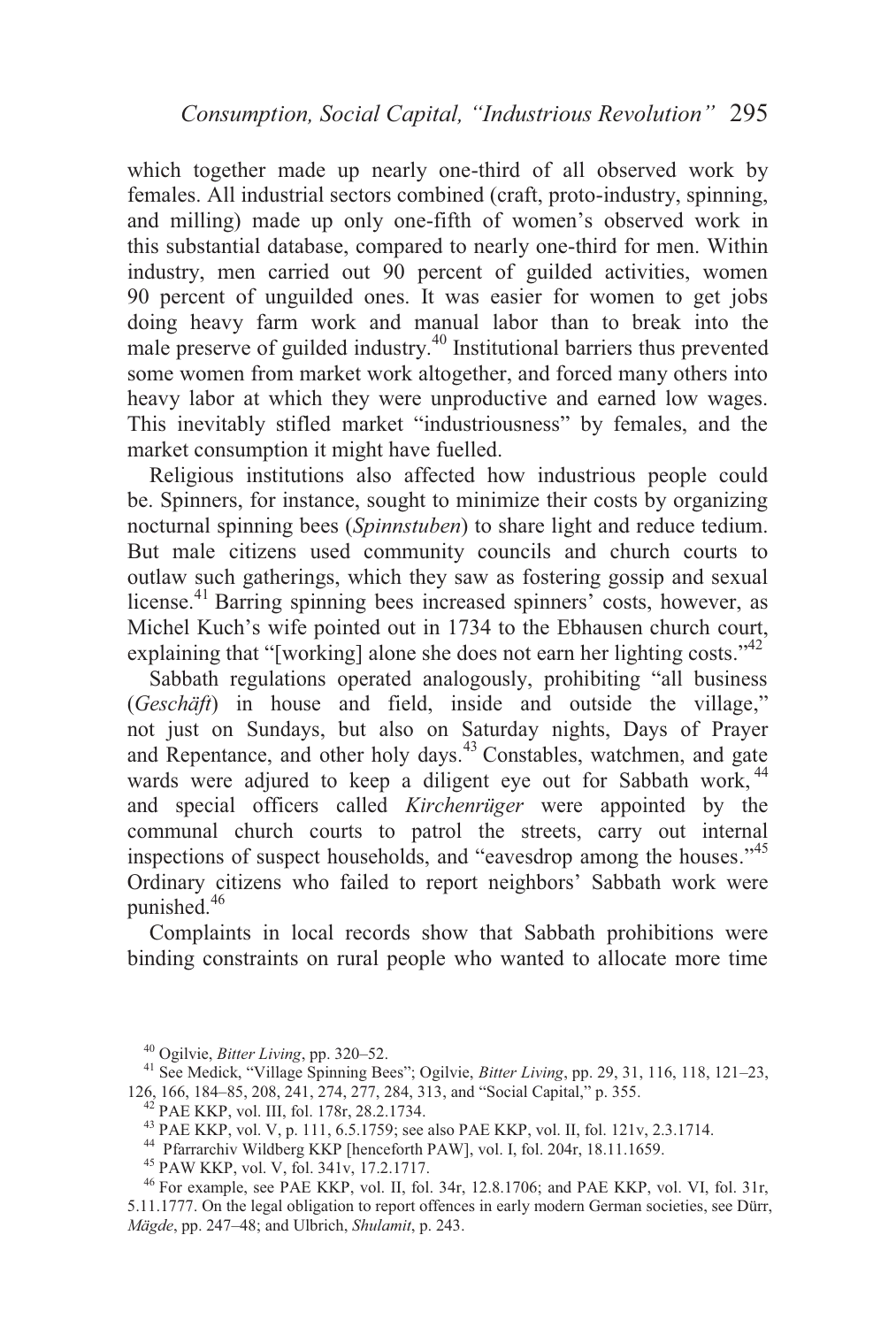which together made up nearly one-third of all observed work by females. All industrial sectors combined (craft, proto-industry, spinning, and milling) made up only one-fifth of women's observed work in this substantial database, compared to nearly one-third for men. Within industry, men carried out 90 percent of guilded activities, women 90 percent of unguilded ones. It was easier for women to get jobs doing heavy farm work and manual labor than to break into the male preserve of guilded industry.[40] Institutional barriers thus prevented some women from market work altogether, and forced many others into heavy labor at which they were unproductive and earned low wages. This inevitably stifled market "industriousness" by females, and the market consumption it might have fuelled.

Religious institutions also affected how industrious people could be. Spinners, for instance, sought to minimize their costs by organizing nocturnal spinning bees (*Spinnstuben*) to share light and reduce tedium. But male citizens used community councils and church courts to outlaw such gatherings, which they saw as fostering gossip and sexual license.[41] Barring spinning bees increased spinners' costs, however, as Michel Kuch's wife pointed out in 1734 to the Ebhausen church court, explaining that "[working] alone she does not earn her lighting costs."[42]

Sabbath regulations operated analogously, prohibiting "all business (*Geschäft*) in house and field, inside and outside the village," not just on Sundays, but also on Saturday nights, Days of Prayer and Repentance, and other holy days.[43] Constables, watchmen, and gate wards were adjured to keep a diligent eye out for Sabbath work,[44] and special officers called *Kirchenrüger* were appointed by the communal church courts to patrol the streets, carry out internal inspections of suspect households, and "eavesdrop among the houses."[45] Ordinary citizens who failed to report neighbors' Sabbath work were punished.[46]

Complaints in local records show that Sabbath prohibitions were binding constraints on rural people who wanted to allocate more time

[40] Ogilvie, *Bitter Living*, pp. 320–52.

[41] See Medick, "Village Spinning Bees"; Ogilvie, *Bitter Living*, pp. 29, 31, 116, 118, 121–23, 126, 166, 184–85, 208, 241, 274, 277, 284, 313, and "Social Capital," p. 355.

[42] PAE KKP, vol. III, fol. 178r, 28.2.1734.

[43] PAE KKP, vol. V, p. 111, 6.5.1759; see also PAE KKP, vol. II, fol. 121v, 2.3.1714.

[44] Pfarrarchiv Wildberg KKP [henceforth PAW], vol. I, fol. 204r, 18.11.1659.

[45] PAW KKP, vol. V, fol. 341v, 17.2.1717.

[46] For example, see PAE KKP, vol. II, fol. 34r, 12.8.1706; and PAE KKP, vol. VI, fol. 31r, 5.11.1777. On the legal obligation to report offences in early modern German societies, see Dürr, *Mägde*, pp. 247–48; and Ulbrich, *Shulamit*, p. 243.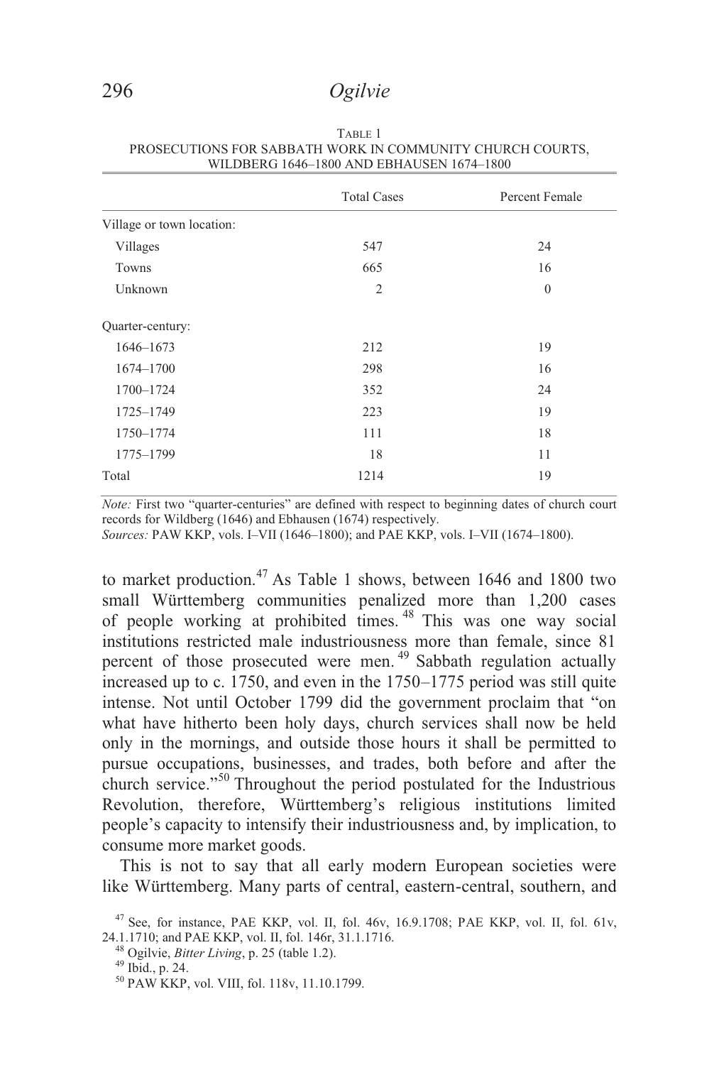TABLE 1
PROSECUTIONS FOR SABBATH WORK IN COMMUNITY CHURCH COURTS, WILDBERG 1646–1800 AND EBHAUSEN 1674–1800

| | Total Cases | Percent Female |
|---|---|---|
| Village or town location: | | |
| Villages | 547 | 24 |
| Towns | 665 | 16 |
| Unknown | 2 | 0 |
| Quarter-century: | | |
| 1646–1673 | 212 | 19 |
| 1674–1700 | 298 | 16 |
| 1700–1724 | 352 | 24 |
| 1725–1749 | 223 | 19 |
| 1750–1774 | 111 | 18 |
| 1775–1799 | 18 | 11 |
| Total | 1214 | 19 |

*Note:* First two "quarter-centuries" are defined with respect to beginning dates of church court records for Wildberg (1646) and Ebhausen (1674) respectively.
*Sources:* PAW KKP, vols. I–VII (1646–1800); and PAE KKP, vols. I–VII (1674–1800).

to market production.[47] As Table 1 shows, between 1646 and 1800 two small Württemberg communities penalized more than 1,200 cases of people working at prohibited times.[48] This was one way social institutions restricted male industriousness more than female, since 81 percent of those prosecuted were men.[49] Sabbath regulation actually increased up to c. 1750, and even in the 1750–1775 period was still quite intense. Not until October 1799 did the government proclaim that "on what have hitherto been holy days, church services shall now be held only in the mornings, and outside those hours it shall be permitted to pursue occupations, businesses, and trades, both before and after the church service."[50] Throughout the period postulated for the Industrious Revolution, therefore, Württemberg's religious institutions limited people's capacity to intensify their industriousness and, by implication, to consume more market goods.

This is not to say that all early modern European societies were like Württemberg. Many parts of central, eastern-central, southern, and

[47] See, for instance, PAE KKP, vol. II, fol. 46v, 16.9.1708; PAE KKP, vol. II, fol. 61v, 24.1.1710; and PAE KKP, vol. II, fol. 146r, 31.1.1716.

[48] Ogilvie, *Bitter Living*, p. 25 (table 1.2).

[49] Ibid., p. 24.

[50] PAW KKP, vol. VIII, fol. 118v, 11.10.1799.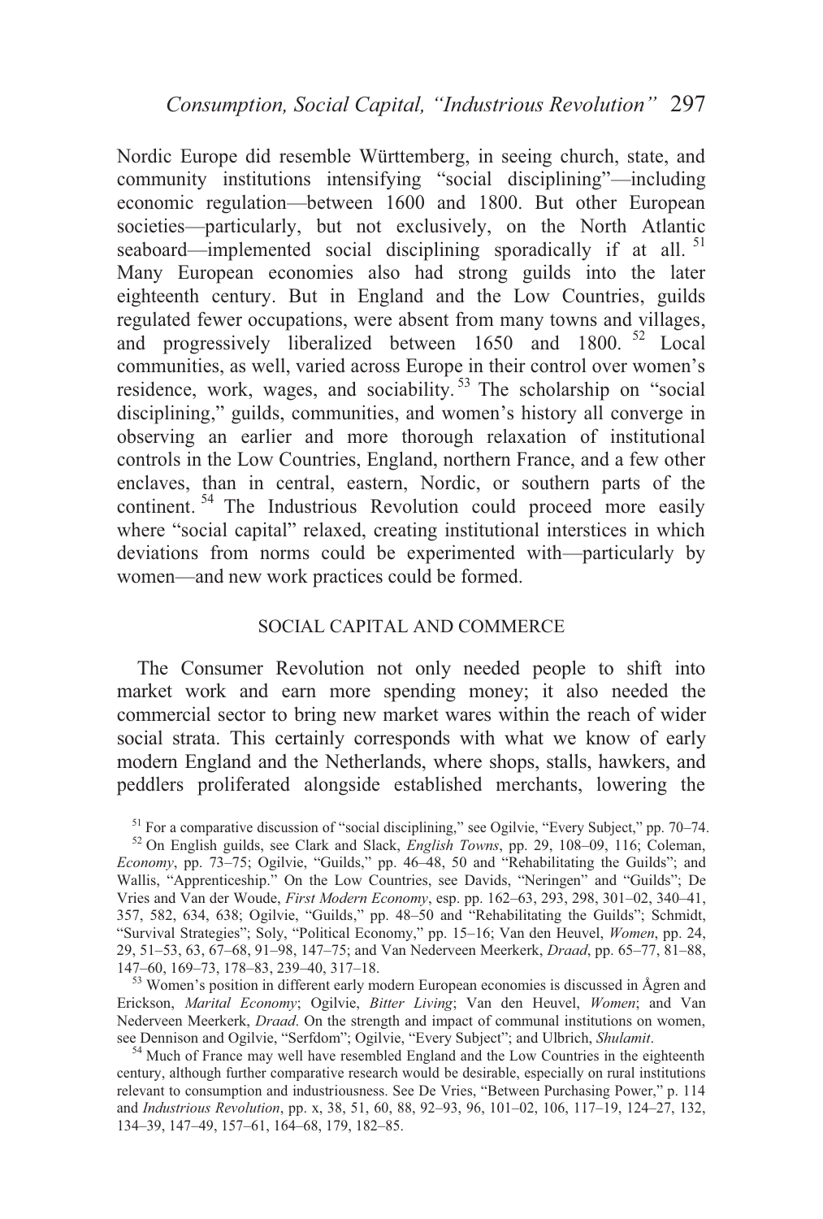Nordic Europe did resemble Württemberg, in seeing church, state, and community institutions intensifying "social disciplining"—including economic regulation—between 1600 and 1800. But other European societies—particularly, but not exclusively, on the North Atlantic seaboard—implemented social disciplining sporadically if at all.[51] Many European economies also had strong guilds into the later eighteenth century. But in England and the Low Countries, guilds regulated fewer occupations, were absent from many towns and villages, and progressively liberalized between 1650 and 1800.[52] Local communities, as well, varied across Europe in their control over women's residence, work, wages, and sociability.[53] The scholarship on "social disciplining," guilds, communities, and women's history all converge in observing an earlier and more thorough relaxation of institutional controls in the Low Countries, England, northern France, and a few other enclaves, than in central, eastern, Nordic, or southern parts of the continent.[54] The Industrious Revolution could proceed more easily where "social capital" relaxed, creating institutional interstices in which deviations from norms could be experimented with—particularly by women—and new work practices could be formed.

## SOCIAL CAPITAL AND COMMERCE

The Consumer Revolution not only needed people to shift into market work and earn more spending money; it also needed the commercial sector to bring new market wares within the reach of wider social strata. This certainly corresponds with what we know of early modern England and the Netherlands, where shops, stalls, hawkers, and peddlers proliferated alongside established merchants, lowering the

---

[51] For a comparative discussion of "social disciplining," see Ogilvie, "Every Subject," pp. 70–74.

[52] On English guilds, see Clark and Slack, *English Towns*, pp. 29, 108–09, 116; Coleman, *Economy*, pp. 73–75; Ogilvie, "Guilds," pp. 46–48, 50 and "Rehabilitating the Guilds"; and Wallis, "Apprenticeship." On the Low Countries, see Davids, "Neringen" and "Guilds"; De Vries and Van der Woude, *First Modern Economy*, esp. pp. 162–63, 293, 298, 301–02, 340–41, 357, 582, 634, 638; Ogilvie, "Guilds," pp. 48–50 and "Rehabilitating the Guilds"; Schmidt, "Survival Strategies"; Soly, "Political Economy," pp. 15–16; Van den Heuvel, *Women*, pp. 24, 29, 51–53, 63, 67–68, 91–98, 147–75; and Van Nederveen Meerkerk, *Draad*, pp. 65–77, 81–88, 147–60, 169–73, 178–83, 239–40, 317–18.

[53] Women's position in different early modern European economies is discussed in Ågren and Erickson, *Marital Economy*; Ogilvie, *Bitter Living*; Van den Heuvel, *Women*; and Van Nederveen Meerkerk, *Draad*. On the strength and impact of communal institutions on women, see Dennison and Ogilvie, "Serfdom"; Ogilvie, "Every Subject"; and Ulbrich, *Shulamit*.

[54] Much of France may well have resembled England and the Low Countries in the eighteenth century, although further comparative research would be desirable, especially on rural institutions relevant to consumption and industriousness. See De Vries, "Between Purchasing Power," p. 114 and *Industrious Revolution*, pp. x, 38, 51, 60, 88, 92–93, 96, 101–02, 106, 117–19, 124–27, 132, 134–39, 147–49, 157–61, 164–68, 179, 182–85.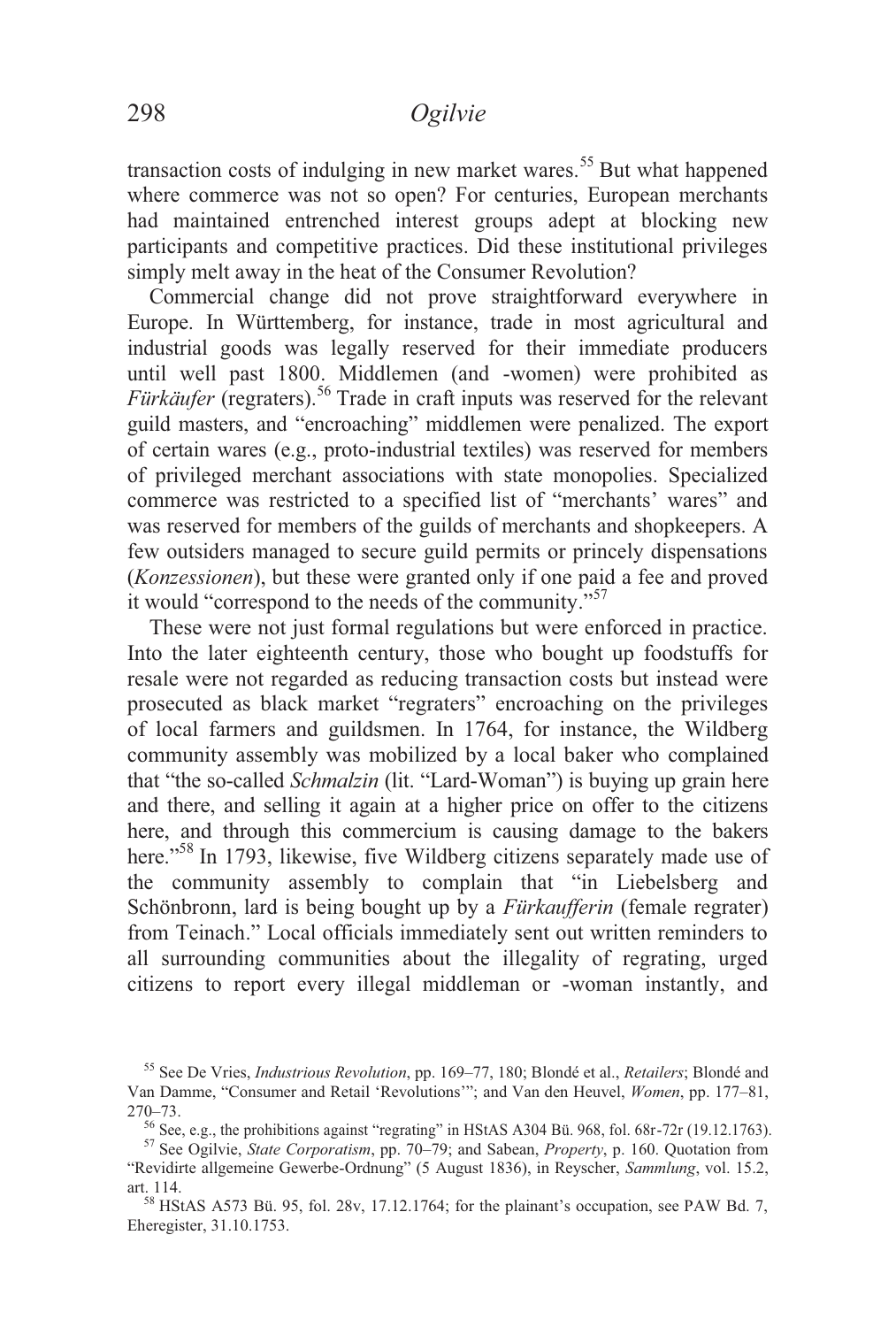transaction costs of indulging in new market wares.[55] But what happened where commerce was not so open? For centuries, European merchants had maintained entrenched interest groups adept at blocking new participants and competitive practices. Did these institutional privileges simply melt away in the heat of the Consumer Revolution?

Commercial change did not prove straightforward everywhere in Europe. In Württemberg, for instance, trade in most agricultural and industrial goods was legally reserved for their immediate producers until well past 1800. Middlemen (and -women) were prohibited as *Fürkäufer* (regraters).[56] Trade in craft inputs was reserved for the relevant guild masters, and "encroaching" middlemen were penalized. The export of certain wares (e.g., proto-industrial textiles) was reserved for members of privileged merchant associations with state monopolies. Specialized commerce was restricted to a specified list of "merchants' wares" and was reserved for members of the guilds of merchants and shopkeepers. A few outsiders managed to secure guild permits or princely dispensations (*Konzessionen*), but these were granted only if one paid a fee and proved it would "correspond to the needs of the community."[57]

These were not just formal regulations but were enforced in practice. Into the later eighteenth century, those who bought up foodstuffs for resale were not regarded as reducing transaction costs but instead were prosecuted as black market "regraters" encroaching on the privileges of local farmers and guildsmen. In 1764, for instance, the Wildberg community assembly was mobilized by a local baker who complained that "the so-called *Schmalzin* (lit. "Lard-Woman") is buying up grain here and there, and selling it again at a higher price on offer to the citizens here, and through this commercium is causing damage to the bakers here."[58] In 1793, likewise, five Wildberg citizens separately made use of the community assembly to complain that "in Liebelsberg and Schönbronn, lard is being bought up by a *Fürkaufferin* (female regrater) from Teinach." Local officials immediately sent out written reminders to all surrounding communities about the illegality of regrating, urged citizens to report every illegal middleman or -woman instantly, and

[55] See De Vries, *Industrious Revolution*, pp. 169–77, 180; Blondé et al., *Retailers*; Blondé and Van Damme, "Consumer and Retail 'Revolutions'"; and Van den Heuvel, *Women*, pp. 177–81, 270–73.

[56] See, e.g., the prohibitions against "regrating" in HStAS A304 Bü. 968, fol. 68r-72r (19.12.1763).

[57] See Ogilvie, *State Corporatism*, pp. 70–79; and Sabean, *Property*, p. 160. Quotation from "Revidirte allgemeine Gewerbe-Ordnung" (5 August 1836), in Reyscher, *Sammlung*, vol. 15.2, art. 114.

[58] HStAS A573 Bü. 95, fol. 28v, 17.12.1764; for the plainant's occupation, see PAW Bd. 7, Eheregister, 31.10.1753.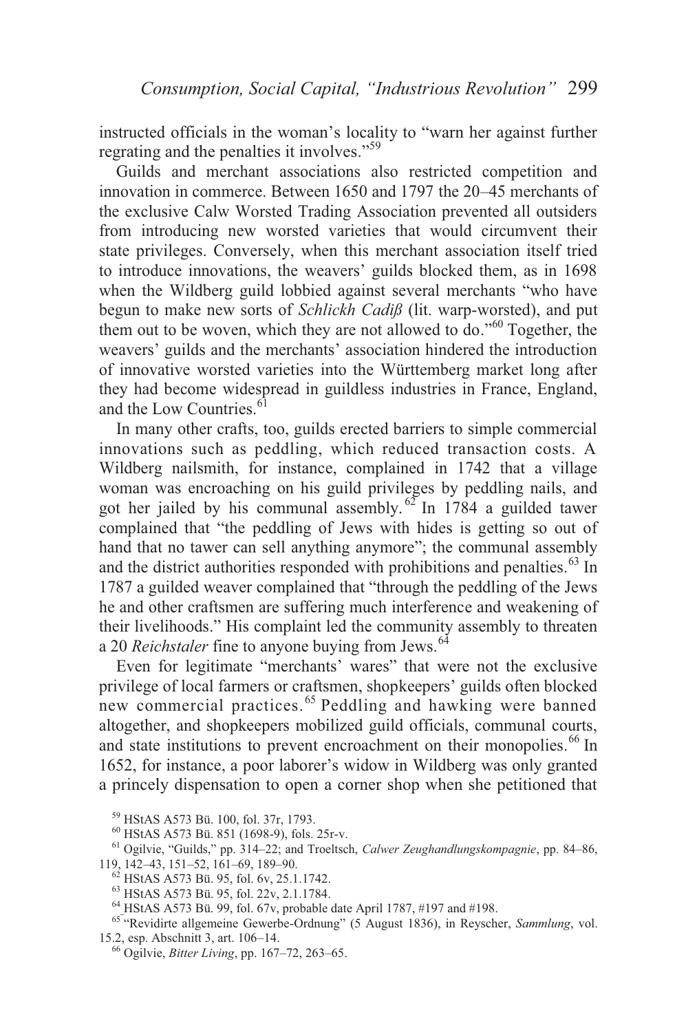instructed officials in the woman's locality to "warn her against further regrating and the penalties it involves."[59]

Guilds and merchant associations also restricted competition and innovation in commerce. Between 1650 and 1797 the 20–45 merchants of the exclusive Calw Worsted Trading Association prevented all outsiders from introducing new worsted varieties that would circumvent their state privileges. Conversely, when this merchant association itself tried to introduce innovations, the weavers' guilds blocked them, as in 1698 when the Wildberg guild lobbied against several merchants "who have begun to make new sorts of *Schlickh Cadiß* (lit. warp-worsted), and put them out to be woven, which they are not allowed to do."[60] Together, the weavers' guilds and the merchants' association hindered the introduction of innovative worsted varieties into the Württemberg market long after they had become widespread in guildless industries in France, England, and the Low Countries.[61]

In many other crafts, too, guilds erected barriers to simple commercial innovations such as peddling, which reduced transaction costs. A Wildberg nailsmith, for instance, complained in 1742 that a village woman was encroaching on his guild privileges by peddling nails, and got her jailed by his communal assembly.[62] In 1784 a guilded tawer complained that "the peddling of Jews with hides is getting so out of hand that no tawer can sell anything anymore"; the communal assembly and the district authorities responded with prohibitions and penalties.[63] In 1787 a guilded weaver complained that "through the peddling of the Jews he and other craftsmen are suffering much interference and weakening of their livelihoods." His complaint led the community assembly to threaten a 20 *Reichstaler* fine to anyone buying from Jews.[64]

Even for legitimate "merchants' wares" that were not the exclusive privilege of local farmers or craftsmen, shopkeepers' guilds often blocked new commercial practices.[65] Peddling and hawking were banned altogether, and shopkeepers mobilized guild officials, communal courts, and state institutions to prevent encroachment on their monopolies.[66] In 1652, for instance, a poor laborer's widow in Wildberg was only granted a princely dispensation to open a corner shop when she petitioned that

[59] HStAS A573 Bü. 100, fol. 37r, 1793.

[60] HStAS A573 Bü. 851 (1698-9), fols. 25r-v.

[61] Ogilvie, "Guilds," pp. 314–22; and Troeltsch, *Calwer Zeughandlungskompagnie*, pp. 84–86, 119, 142–43, 151–52, 161–69, 189–90.

[62] HStAS A573 Bü. 95, fol. 6v, 25.1.1742.

[63] HStAS A573 Bü. 95, fol. 22v, 2.1.1784.

[64] HStAS A573 Bü. 99, fol. 67v, probable date April 1787, #197 and #198.

[65] "Revidirte allgemeine Gewerbe-Ordnung" (5 August 1836), in Reyscher, *Sammlung*, vol. 15.2, esp. Abschnitt 3, art. 106–14.

[66] Ogilvie, *Bitter Living*, pp. 167–72, 263–65.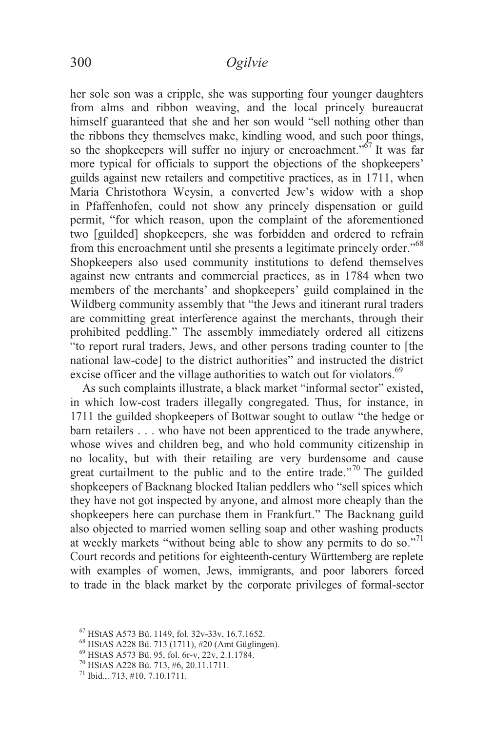her sole son was a cripple, she was supporting four younger daughters from alms and ribbon weaving, and the local princely bureaucrat himself guaranteed that she and her son would "sell nothing other than the ribbons they themselves make, kindling wood, and such poor things, so the shopkeepers will suffer no injury or encroachment."[67] It was far more typical for officials to support the objections of the shopkeepers' guilds against new retailers and competitive practices, as in 1711, when Maria Christothora Weysin, a converted Jew's widow with a shop in Pfaffenhofen, could not show any princely dispensation or guild permit, "for which reason, upon the complaint of the aforementioned two [guilded] shopkeepers, she was forbidden and ordered to refrain from this encroachment until she presents a legitimate princely order."[68] Shopkeepers also used community institutions to defend themselves against new entrants and commercial practices, as in 1784 when two members of the merchants' and shopkeepers' guild complained in the Wildberg community assembly that "the Jews and itinerant rural traders are committing great interference against the merchants, through their prohibited peddling." The assembly immediately ordered all citizens "to report rural traders, Jews, and other persons trading counter to [the national law-code] to the district authorities" and instructed the district excise officer and the village authorities to watch out for violators.[69]

As such complaints illustrate, a black market "informal sector" existed, in which low-cost traders illegally congregated. Thus, for instance, in 1711 the guilded shopkeepers of Bottwar sought to outlaw "the hedge or barn retailers . . . who have not been apprenticed to the trade anywhere, whose wives and children beg, and who hold community citizenship in no locality, but with their retailing are very burdensome and cause great curtailment to the public and to the entire trade."[70] The guilded shopkeepers of Backnang blocked Italian peddlers who "sell spices which they have not got inspected by anyone, and almost more cheaply than the shopkeepers here can purchase them in Frankfurt." The Backnang guild also objected to married women selling soap and other washing products at weekly markets "without being able to show any permits to do so."[71] Court records and petitions for eighteenth-century Württemberg are replete with examples of women, Jews, immigrants, and poor laborers forced to trade in the black market by the corporate privileges of formal-sector

[67] HStAS A573 Bü. 1149, fol. 32v-33v, 16.7.1652.

[68] HStAS A228 Bü. 713 (1711), #20 (Amt Güglingen).

[69] HStAS A573 Bü. 95, fol. 6r-v, 22v, 2.1.1784.

[70] HStAS A228 Bü. 713, #6, 20.11.1711.

[71] Ibid.,. 713, #10, 7.10.1711.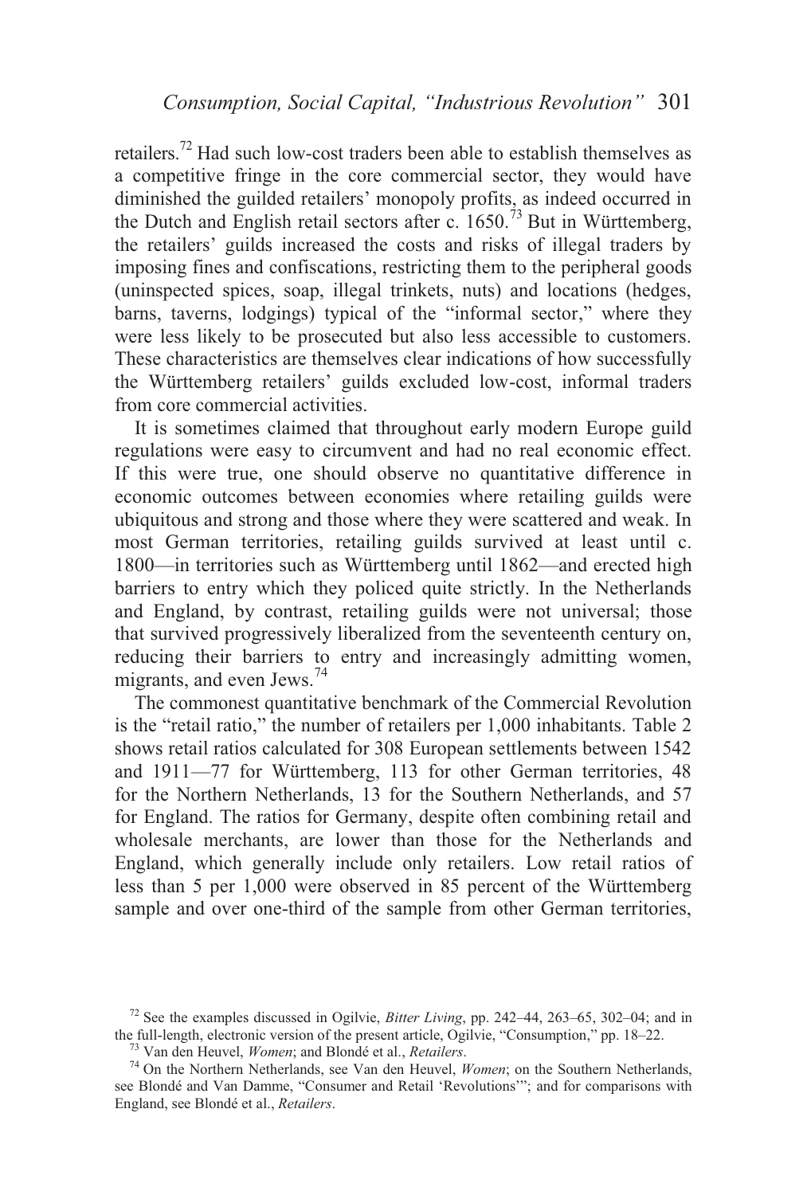retailers.[72] Had such low-cost traders been able to establish themselves as a competitive fringe in the core commercial sector, they would have diminished the guilded retailers' monopoly profits, as indeed occurred in the Dutch and English retail sectors after c. 1650.[73] But in Württemberg, the retailers' guilds increased the costs and risks of illegal traders by imposing fines and confiscations, restricting them to the peripheral goods (uninspected spices, soap, illegal trinkets, nuts) and locations (hedges, barns, taverns, lodgings) typical of the "informal sector," where they were less likely to be prosecuted but also less accessible to customers. These characteristics are themselves clear indications of how successfully the Württemberg retailers' guilds excluded low-cost, informal traders from core commercial activities.

It is sometimes claimed that throughout early modern Europe guild regulations were easy to circumvent and had no real economic effect. If this were true, one should observe no quantitative difference in economic outcomes between economies where retailing guilds were ubiquitous and strong and those where they were scattered and weak. In most German territories, retailing guilds survived at least until c. 1800—in territories such as Württemberg until 1862—and erected high barriers to entry which they policed quite strictly. In the Netherlands and England, by contrast, retailing guilds were not universal; those that survived progressively liberalized from the seventeenth century on, reducing their barriers to entry and increasingly admitting women, migrants, and even Jews.[74]

The commonest quantitative benchmark of the Commercial Revolution is the "retail ratio," the number of retailers per 1,000 inhabitants. Table 2 shows retail ratios calculated for 308 European settlements between 1542 and 1911—77 for Württemberg, 113 for other German territories, 48 for the Northern Netherlands, 13 for the Southern Netherlands, and 57 for England. The ratios for Germany, despite often combining retail and wholesale merchants, are lower than those for the Netherlands and England, which generally include only retailers. Low retail ratios of less than 5 per 1,000 were observed in 85 percent of the Württemberg sample and over one-third of the sample from other German territories,

[72] See the examples discussed in Ogilvie, *Bitter Living*, pp. 242–44, 263–65, 302–04; and in the full-length, electronic version of the present article, Ogilvie, "Consumption," pp. 18–22.

[73] Van den Heuvel, *Women*; and Blondé et al., *Retailers*.

[74] On the Northern Netherlands, see Van den Heuvel, *Women*; on the Southern Netherlands, see Blondé and Van Damme, "Consumer and Retail 'Revolutions'"; and for comparisons with England, see Blondé et al., *Retailers*.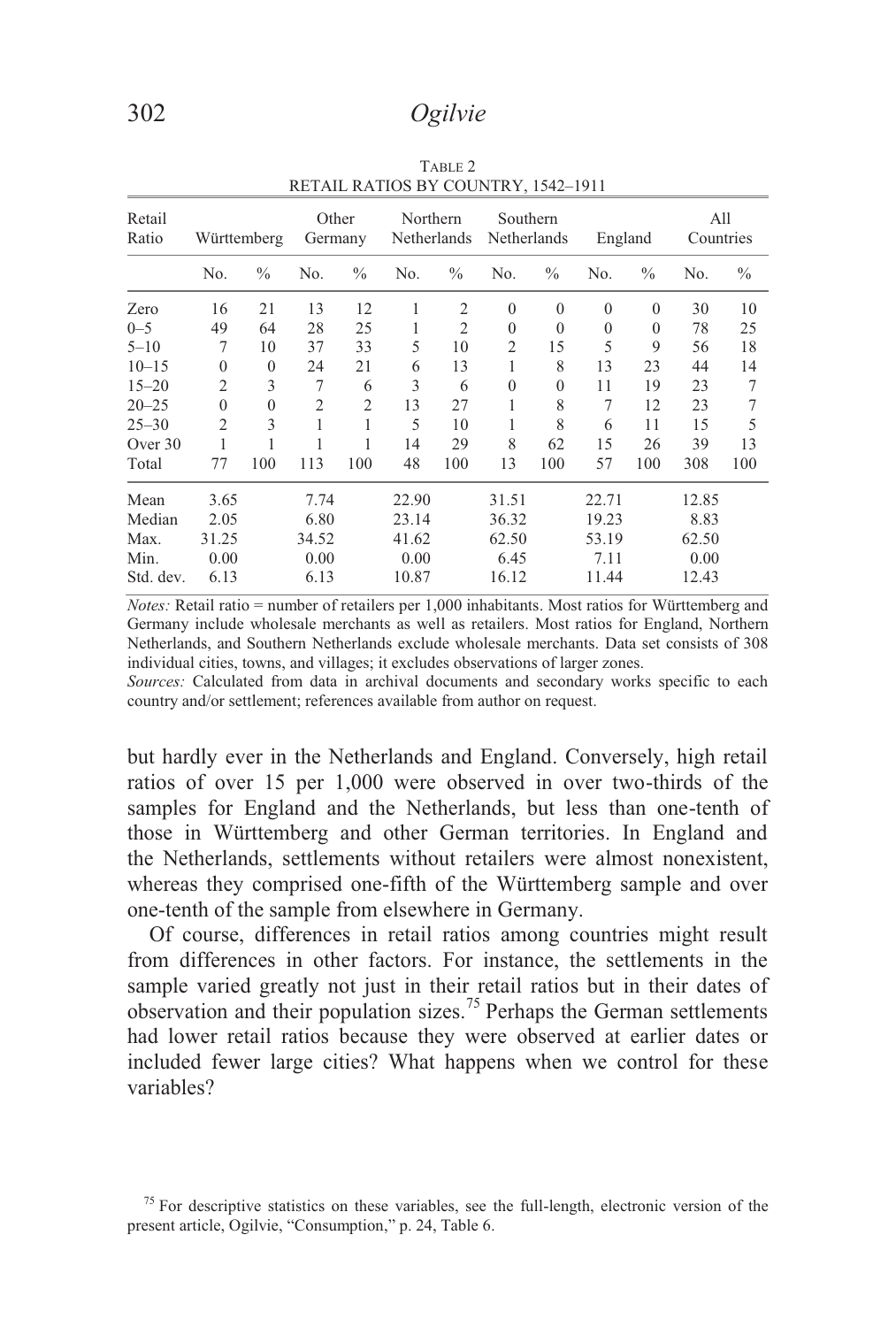TABLE 2
RETAIL RATIOS BY COUNTRY, 1542–1911

| Retail Ratio | Württemberg | | Other Germany | | Northern Netherlands | | Southern Netherlands | | England | | All Countries | |
|---|---|---|---|---|---|---|---|---|---|---|---|---|
| | No. | % | No. | % | No. | % | No. | % | No. | % | No. | % |
| Zero | 16 | 21 | 13 | 12 | 1 | 2 | 0 | 0 | 0 | 0 | 30 | 10 |
| 0–5 | 49 | 64 | 28 | 25 | 1 | 2 | 0 | 0 | 0 | 0 | 78 | 25 |
| 5–10 | 7 | 10 | 37 | 33 | 5 | 10 | 2 | 15 | 5 | 9 | 56 | 18 |
| 10–15 | 0 | 0 | 24 | 21 | 6 | 13 | 1 | 8 | 13 | 23 | 44 | 14 |
| 15–20 | 2 | 3 | 7 | 6 | 3 | 6 | 0 | 0 | 11 | 19 | 23 | 7 |
| 20–25 | 0 | 0 | 2 | 2 | 13 | 27 | 1 | 8 | 7 | 12 | 23 | 7 |
| 25–30 | 2 | 3 | 1 | 1 | 5 | 10 | 1 | 8 | 6 | 11 | 15 | 5 |
| Over 30 | 1 | 1 | 1 | 1 | 14 | 29 | 8 | 62 | 15 | 26 | 39 | 13 |
| Total | 77 | 100 | 113 | 100 | 48 | 100 | 13 | 100 | 57 | 100 | 308 | 100 |
| Mean | 3.65 | | 7.74 | | 22.90 | | 31.51 | | 22.71 | | 12.85 | |
| Median | 2.05 | | 6.80 | | 23.14 | | 36.32 | | 19.23 | | 8.83 | |
| Max. | 31.25 | | 34.52 | | 41.62 | | 62.50 | | 53.19 | | 62.50 | |
| Min. | 0.00 | | 0.00 | | 0.00 | | 6.45 | | 7.11 | | 0.00 | |
| Std. dev. | 6.13 | | 6.13 | | 10.87 | | 16.12 | | 11.44 | | 12.43 | |

*Notes:* Retail ratio = number of retailers per 1,000 inhabitants. Most ratios for Württemberg and Germany include wholesale merchants as well as retailers. Most ratios for England, Northern Netherlands, and Southern Netherlands exclude wholesale merchants. Data set consists of 308 individual cities, towns, and villages; it excludes observations of larger zones.

*Sources:* Calculated from data in archival documents and secondary works specific to each country and/or settlement; references available from author on request.

but hardly ever in the Netherlands and England. Conversely, high retail ratios of over 15 per 1,000 were observed in over two-thirds of the samples for England and the Netherlands, but less than one-tenth of those in Württemberg and other German territories. In England and the Netherlands, settlements without retailers were almost nonexistent, whereas they comprised one-fifth of the Württemberg sample and over one-tenth of the sample from elsewhere in Germany.

Of course, differences in retail ratios among countries might result from differences in other factors. For instance, the settlements in the sample varied greatly not just in their retail ratios but in their dates of observation and their population sizes.[75] Perhaps the German settlements had lower retail ratios because they were observed at earlier dates or included fewer large cities? What happens when we control for these variables?

[75] For descriptive statistics on these variables, see the full-length, electronic version of the present article, Ogilvie, "Consumption," p. 24, Table 6.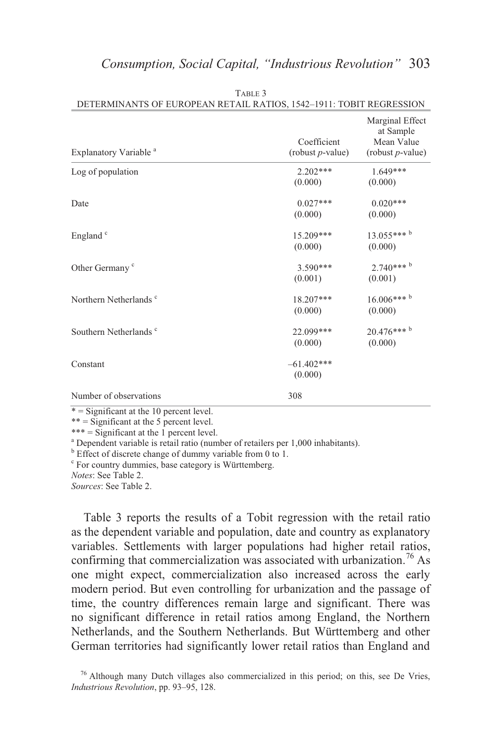TABLE 3

DETERMINANTS OF EUROPEAN RETAIL RATIOS, 1542–1911: TOBIT REGRESSION

| Explanatory Variable [a] | Coefficient (robust *p*-value) | Marginal Effect at Sample Mean Value (robust *p*-value) |
|---|---|---|
| Log of population | 2.202*** | 1.649*** |
| | (0.000) | (0.000) |
| Date | 0.027*** | 0.020*** |
| | (0.000) | (0.000) |
| England [c] | 15.209*** | 13.055*** [b] |
| | (0.000) | (0.000) |
| Other Germany [c] | 3.590*** | 2.740*** [b] |
| | (0.001) | (0.001) |
| Northern Netherlands [c] | 18.207*** | 16.006*** [b] |
| | (0.000) | (0.000) |
| Southern Netherlands [c] | 22.099*** | 20.476*** [b] |
| | (0.000) | (0.000) |
| Constant | –61.402*** | |
| | (0.000) | |
| Number of observations | 308 | |

\* = Significant at the 10 percent level.
\** = Significant at the 5 percent level.
\*** = Significant at the 1 percent level.
[a] Dependent variable is retail ratio (number of retailers per 1,000 inhabitants).
[b] Effect of discrete change of dummy variable from 0 to 1.
[c] For country dummies, base category is Württemberg.
*Notes*: See Table 2.
*Sources*: See Table 2.

Table 3 reports the results of a Tobit regression with the retail ratio as the dependent variable and population, date and country as explanatory variables. Settlements with larger populations had higher retail ratios, confirming that commercialization was associated with urbanization.[76] As one might expect, commercialization also increased across the early modern period. But even controlling for urbanization and the passage of time, the country differences remain large and significant. There was no significant difference in retail ratios among England, the Northern Netherlands, and the Southern Netherlands. But Württemberg and other German territories had significantly lower retail ratios than England and

[76] Although many Dutch villages also commercialized in this period; on this, see De Vries, *Industrious Revolution*, pp. 93–95, 128.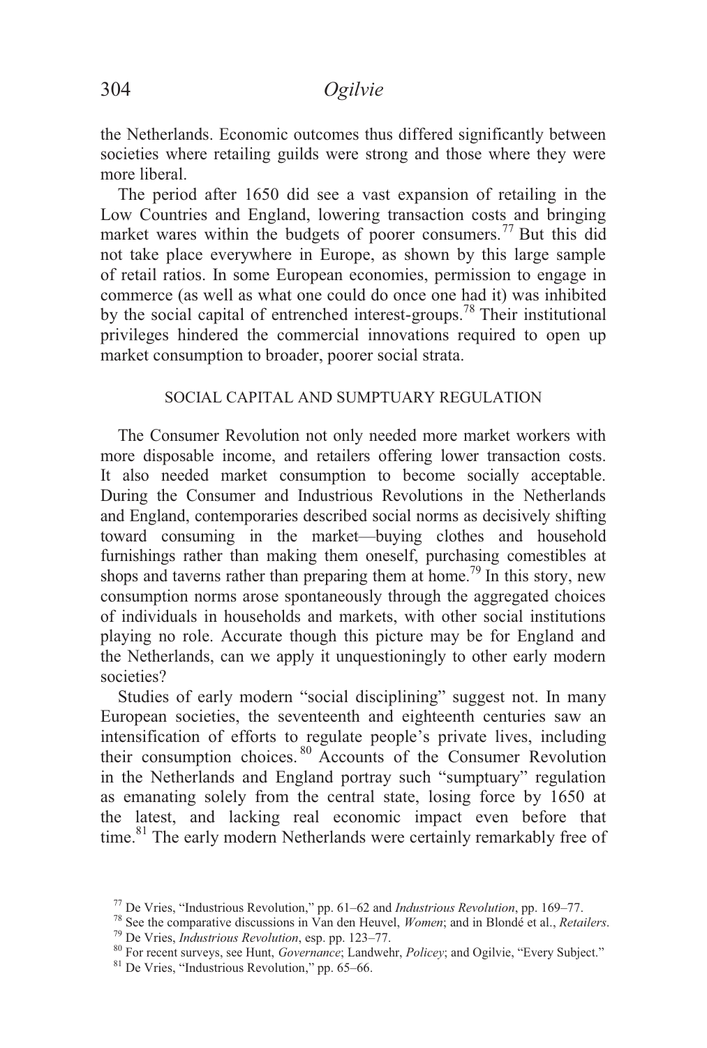the Netherlands. Economic outcomes thus differed significantly between societies where retailing guilds were strong and those where they were more liberal.

The period after 1650 did see a vast expansion of retailing in the Low Countries and England, lowering transaction costs and bringing market wares within the budgets of poorer consumers.[77] But this did not take place everywhere in Europe, as shown by this large sample of retail ratios. In some European economies, permission to engage in commerce (as well as what one could do once one had it) was inhibited by the social capital of entrenched interest-groups.[78] Their institutional privileges hindered the commercial innovations required to open up market consumption to broader, poorer social strata.

## SOCIAL CAPITAL AND SUMPTUARY REGULATION

The Consumer Revolution not only needed more market workers with more disposable income, and retailers offering lower transaction costs. It also needed market consumption to become socially acceptable. During the Consumer and Industrious Revolutions in the Netherlands and England, contemporaries described social norms as decisively shifting toward consuming in the market—buying clothes and household furnishings rather than making them oneself, purchasing comestibles at shops and taverns rather than preparing them at home.[79] In this story, new consumption norms arose spontaneously through the aggregated choices of individuals in households and markets, with other social institutions playing no role. Accurate though this picture may be for England and the Netherlands, can we apply it unquestioningly to other early modern societies?

Studies of early modern "social disciplining" suggest not. In many European societies, the seventeenth and eighteenth centuries saw an intensification of efforts to regulate people's private lives, including their consumption choices.[80] Accounts of the Consumer Revolution in the Netherlands and England portray such "sumptuary" regulation as emanating solely from the central state, losing force by 1650 at the latest, and lacking real economic impact even before that time.[81] The early modern Netherlands were certainly remarkably free of

[77] De Vries, "Industrious Revolution," pp. 61–62 and *Industrious Revolution*, pp. 169–77.

[78] See the comparative discussions in Van den Heuvel, *Women*; and in Blondé et al., *Retailers*.

[79] De Vries, *Industrious Revolution*, esp. pp. 123–77.

[80] For recent surveys, see Hunt, *Governance*; Landwehr, *Policey*; and Ogilvie, "Every Subject."

[81] De Vries, "Industrious Revolution," pp. 65–66.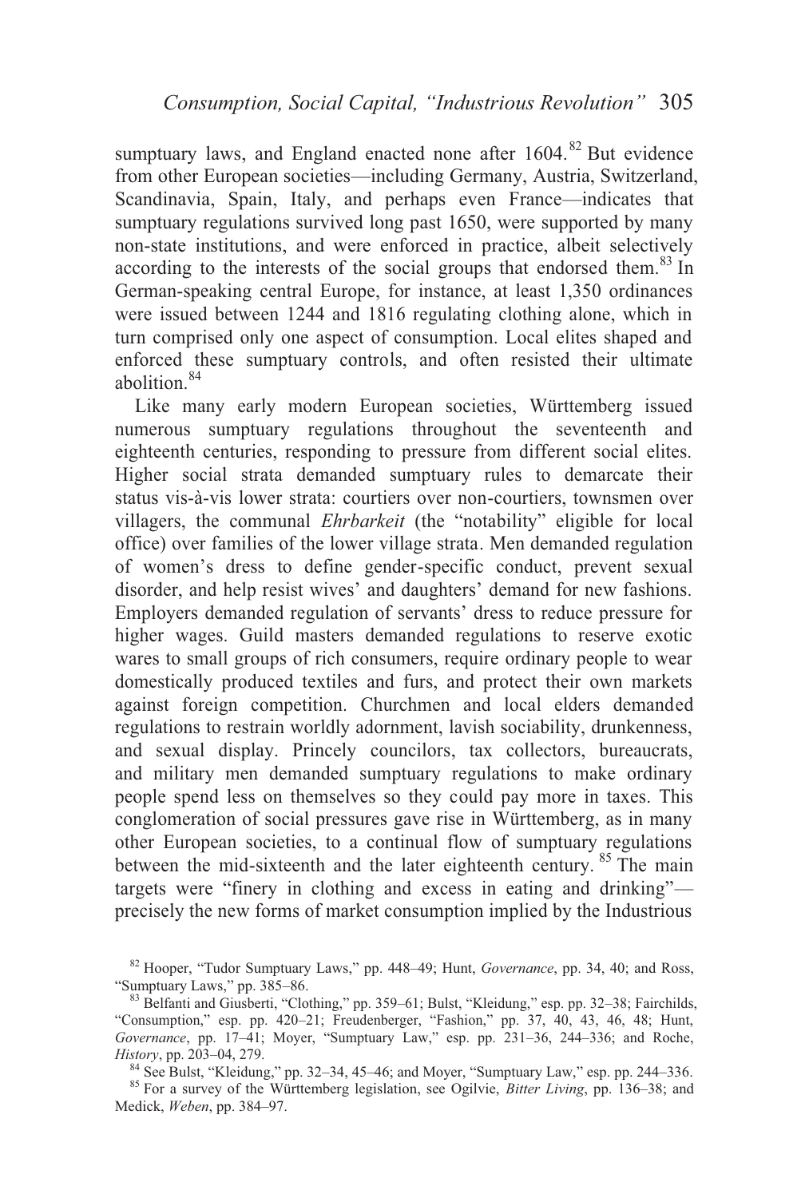sumptuary laws, and England enacted none after 1604.[82] But evidence from other European societies—including Germany, Austria, Switzerland, Scandinavia, Spain, Italy, and perhaps even France—indicates that sumptuary regulations survived long past 1650, were supported by many non-state institutions, and were enforced in practice, albeit selectively according to the interests of the social groups that endorsed them.[83] In German-speaking central Europe, for instance, at least 1,350 ordinances were issued between 1244 and 1816 regulating clothing alone, which in turn comprised only one aspect of consumption. Local elites shaped and enforced these sumptuary controls, and often resisted their ultimate abolition.[84]

Like many early modern European societies, Württemberg issued numerous sumptuary regulations throughout the seventeenth and eighteenth centuries, responding to pressure from different social elites. Higher social strata demanded sumptuary rules to demarcate their status vis-à-vis lower strata: courtiers over non-courtiers, townsmen over villagers, the communal *Ehrbarkeit* (the "notability" eligible for local office) over families of the lower village strata. Men demanded regulation of women's dress to define gender-specific conduct, prevent sexual disorder, and help resist wives' and daughters' demand for new fashions. Employers demanded regulation of servants' dress to reduce pressure for higher wages. Guild masters demanded regulations to reserve exotic wares to small groups of rich consumers, require ordinary people to wear domestically produced textiles and furs, and protect their own markets against foreign competition. Churchmen and local elders demanded regulations to restrain worldly adornment, lavish sociability, drunkenness, and sexual display. Princely councilors, tax collectors, bureaucrats, and military men demanded sumptuary regulations to make ordinary people spend less on themselves so they could pay more in taxes. This conglomeration of social pressures gave rise in Württemberg, as in many other European societies, to a continual flow of sumptuary regulations between the mid-sixteenth and the later eighteenth century.[85] The main targets were "finery in clothing and excess in eating and drinking"—precisely the new forms of market consumption implied by the Industrious

[82] Hooper, "Tudor Sumptuary Laws," pp. 448–49; Hunt, *Governance*, pp. 34, 40; and Ross, "Sumptuary Laws," pp. 385–86.

[83] Belfanti and Giusberti, "Clothing," pp. 359–61; Bulst, "Kleidung," esp. pp. 32–38; Fairchilds, "Consumption," esp. pp. 420–21; Freudenberger, "Fashion," pp. 37, 40, 43, 46, 48; Hunt, *Governance*, pp. 17–41; Moyer, "Sumptuary Law," esp. pp. 231–36, 244–336; and Roche, *History*, pp. 203–04, 279.

[84] See Bulst, "Kleidung," pp. 32–34, 45–46; and Moyer, "Sumptuary Law," esp. pp. 244–336.

[85] For a survey of the Württemberg legislation, see Ogilvie, *Bitter Living*, pp. 136–38; and Medick, *Weben*, pp. 384–97.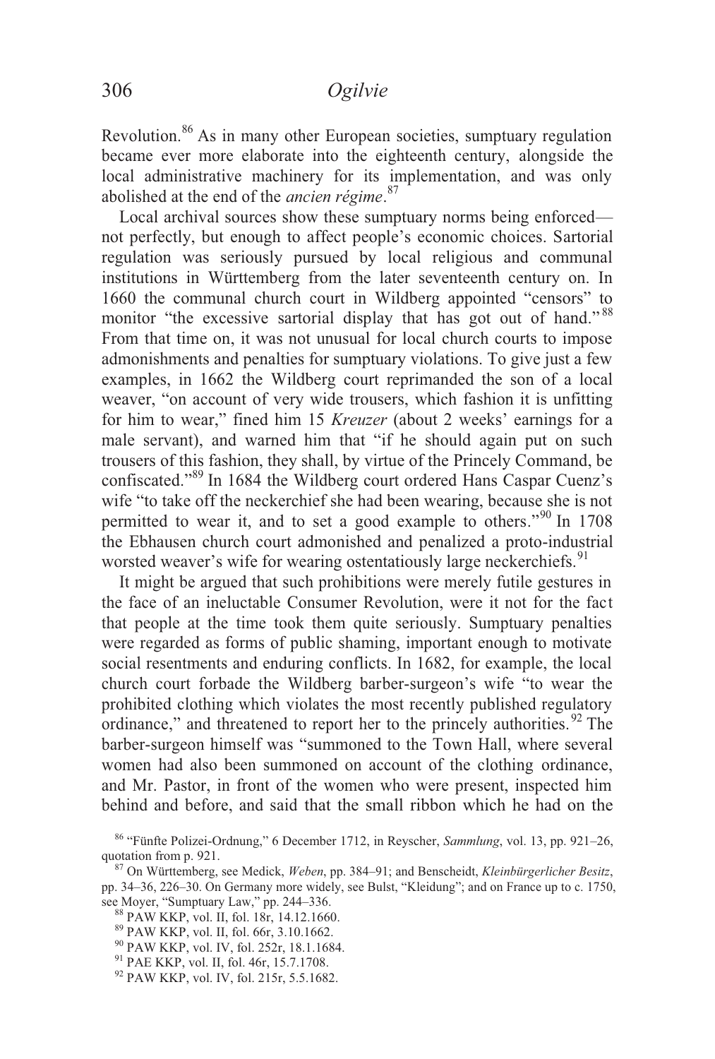Revolution.[86] As in many other European societies, sumptuary regulation became ever more elaborate into the eighteenth century, alongside the local administrative machinery for its implementation, and was only abolished at the end of the *ancien régime*.[87]

Local archival sources show these sumptuary norms being enforced—not perfectly, but enough to affect people's economic choices. Sartorial regulation was seriously pursued by local religious and communal institutions in Württemberg from the later seventeenth century on. In 1660 the communal church court in Wildberg appointed "censors" to monitor "the excessive sartorial display that has got out of hand."[88] From that time on, it was not unusual for local church courts to impose admonishments and penalties for sumptuary violations. To give just a few examples, in 1662 the Wildberg court reprimanded the son of a local weaver, "on account of very wide trousers, which fashion it is unfitting for him to wear," fined him 15 *Kreuzer* (about 2 weeks' earnings for a male servant), and warned him that "if he should again put on such trousers of this fashion, they shall, by virtue of the Princely Command, be confiscated."[89] In 1684 the Wildberg court ordered Hans Caspar Cuenz's wife "to take off the neckerchief she had been wearing, because she is not permitted to wear it, and to set a good example to others."[90] In 1708 the Ebhausen church court admonished and penalized a proto-industrial worsted weaver's wife for wearing ostentatiously large neckerchiefs.[91]

It might be argued that such prohibitions were merely futile gestures in the face of an ineluctable Consumer Revolution, were it not for the fact that people at the time took them quite seriously. Sumptuary penalties were regarded as forms of public shaming, important enough to motivate social resentments and enduring conflicts. In 1682, for example, the local church court forbade the Wildberg barber-surgeon's wife "to wear the prohibited clothing which violates the most recently published regulatory ordinance," and threatened to report her to the princely authorities.[92] The barber-surgeon himself was "summoned to the Town Hall, where several women had also been summoned on account of the clothing ordinance, and Mr. Pastor, in front of the women who were present, inspected him behind and before, and said that the small ribbon which he had on the

[86] "Fünfte Polizei-Ordnung," 6 December 1712, in Reyscher, *Sammlung*, vol. 13, pp. 921–26, quotation from p. 921.

[87] On Württemberg, see Medick, *Weben*, pp. 384–91; and Benscheidt, *Kleinbürgerlicher Besitz*, pp. 34–36, 226–30. On Germany more widely, see Bulst, "Kleidung"; and on France up to c. 1750, see Moyer, "Sumptuary Law," pp. 244–336.

[88] PAW KKP, vol. II, fol. 18r, 14.12.1660.

[89] PAW KKP, vol. II, fol. 66r, 3.10.1662.

[90] PAW KKP, vol. IV, fol. 252r, 18.1.1684.

[91] PAE KKP, vol. II, fol. 46r, 15.7.1708.

[92] PAW KKP, vol. IV, fol. 215r, 5.5.1682.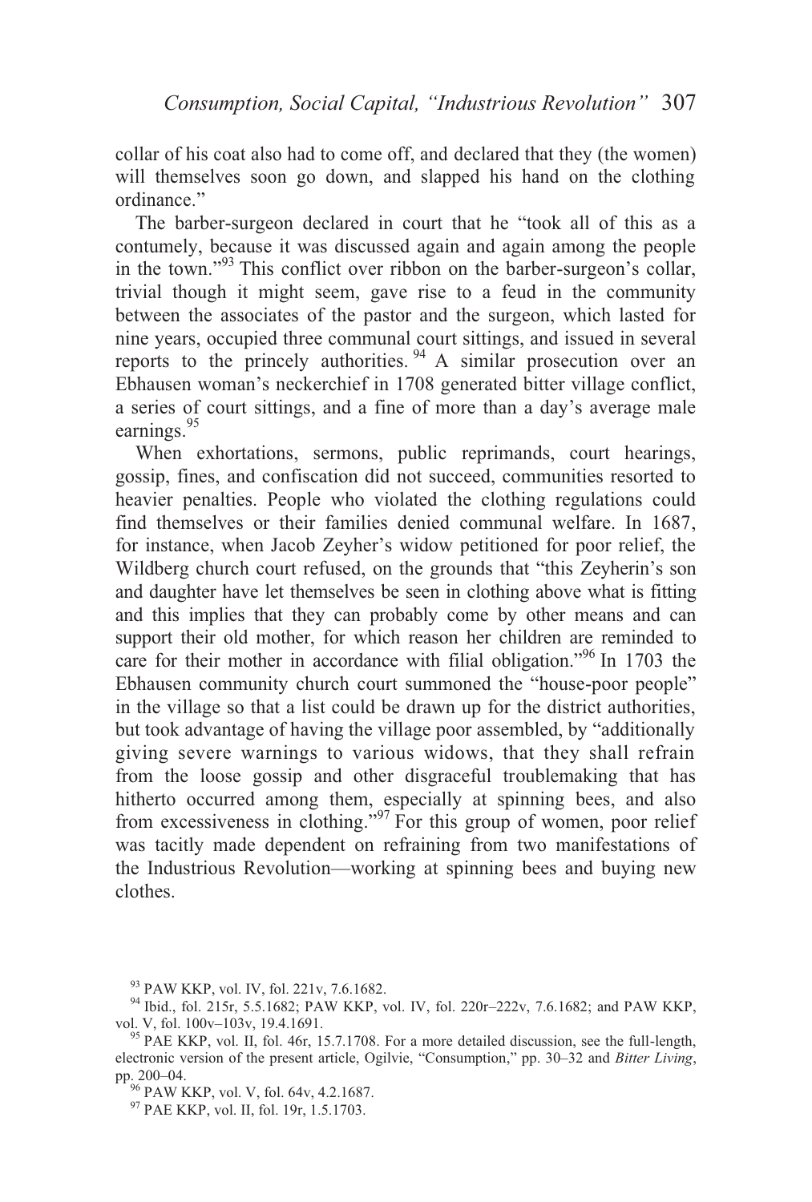collar of his coat also had to come off, and declared that they (the women) will themselves soon go down, and slapped his hand on the clothing ordinance."

The barber-surgeon declared in court that he "took all of this as a contumely, because it was discussed again and again among the people in the town."[93] This conflict over ribbon on the barber-surgeon's collar, trivial though it might seem, gave rise to a feud in the community between the associates of the pastor and the surgeon, which lasted for nine years, occupied three communal court sittings, and issued in several reports to the princely authorities.[94] A similar prosecution over an Ebhausen woman's neckerchief in 1708 generated bitter village conflict, a series of court sittings, and a fine of more than a day's average male earnings.[95]

When exhortations, sermons, public reprimands, court hearings, gossip, fines, and confiscation did not succeed, communities resorted to heavier penalties. People who violated the clothing regulations could find themselves or their families denied communal welfare. In 1687, for instance, when Jacob Zeyher's widow petitioned for poor relief, the Wildberg church court refused, on the grounds that "this Zeyherin's son and daughter have let themselves be seen in clothing above what is fitting and this implies that they can probably come by other means and can support their old mother, for which reason her children are reminded to care for their mother in accordance with filial obligation."[96] In 1703 the Ebhausen community church court summoned the "house-poor people" in the village so that a list could be drawn up for the district authorities, but took advantage of having the village poor assembled, by "additionally giving severe warnings to various widows, that they shall refrain from the loose gossip and other disgraceful troublemaking that has hitherto occurred among them, especially at spinning bees, and also from excessiveness in clothing."[97] For this group of women, poor relief was tacitly made dependent on refraining from two manifestations of the Industrious Revolution—working at spinning bees and buying new clothes.

[93] PAW KKP, vol. IV, fol. 221v, 7.6.1682.

[94] Ibid., fol. 215r, 5.5.1682; PAW KKP, vol. IV, fol. 220r–222v, 7.6.1682; and PAW KKP, vol. V, fol. 100v–103v, 19.4.1691.

[95] PAE KKP, vol. II, fol. 46r, 15.7.1708. For a more detailed discussion, see the full-length, electronic version of the present article, Ogilvie, "Consumption," pp. 30–32 and *Bitter Living*, pp. 200–04.

[96] PAW KKP, vol. V, fol. 64v, 4.2.1687.

[97] PAE KKP, vol. II, fol. 19r, 1.5.1703.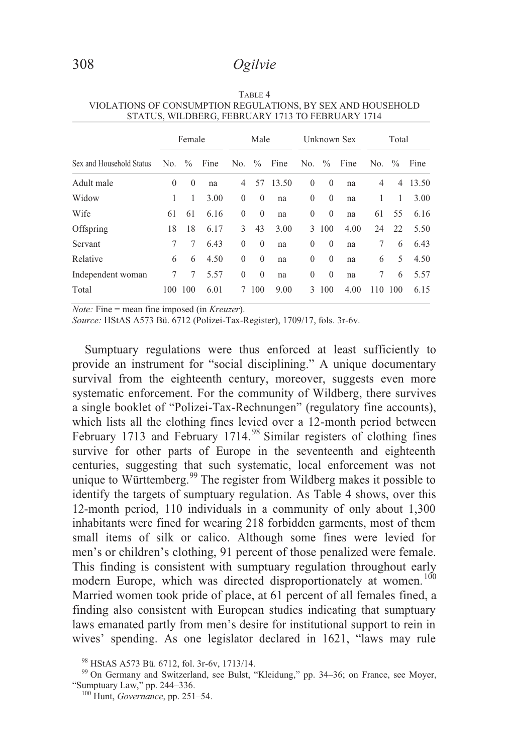TABLE 4
VIOLATIONS OF CONSUMPTION REGULATIONS, BY SEX AND HOUSEHOLD STATUS, WILDBERG, FEBRUARY 1713 TO FEBRUARY 1714

| | Female | | | Male | | | Unknown Sex | | | Total | | |
|---|---|---|---|---|---|---|---|---|---|---|---|---|
| Sex and Household Status | No. | % | Fine | No. | % | Fine | No. | % | Fine | No. | % | Fine |
| Adult male | 0 | 0 | na | 4 | 57 | 13.50 | 0 | 0 | na | 4 | 4 | 13.50 |
| Widow | 1 | 1 | 3.00 | 0 | 0 | na | 0 | 0 | na | 1 | 1 | 3.00 |
| Wife | 61 | 61 | 6.16 | 0 | 0 | na | 0 | 0 | na | 61 | 55 | 6.16 |
| Offspring | 18 | 18 | 6.17 | 3 | 43 | 3.00 | 3 | 100 | 4.00 | 24 | 22 | 5.50 |
| Servant | 7 | 7 | 6.43 | 0 | 0 | na | 0 | 0 | na | 7 | 6 | 6.43 |
| Relative | 6 | 6 | 4.50 | 0 | 0 | na | 0 | 0 | na | 6 | 5 | 4.50 |
| Independent woman | 7 | 7 | 5.57 | 0 | 0 | na | 0 | 0 | na | 7 | 6 | 5.57 |
| Total | 100 | 100 | 6.01 | 7 | 100 | 9.00 | 3 | 100 | 4.00 | 110 | 100 | 6.15 |

*Note:* Fine = mean fine imposed (in *Kreuzer*).
*Source:* HStAS A573 Bü. 6712 (Polizei-Tax-Register), 1709/17, fols. 3r-6v.

Sumptuary regulations were thus enforced at least sufficiently to provide an instrument for "social disciplining." A unique documentary survival from the eighteenth century, moreover, suggests even more systematic enforcement. For the community of Wildberg, there survives a single booklet of "Polizei-Tax-Rechnungen" (regulatory fine accounts), which lists all the clothing fines levied over a 12-month period between February 1713 and February 1714.[98] Similar registers of clothing fines survive for other parts of Europe in the seventeenth and eighteenth centuries, suggesting that such systematic, local enforcement was not unique to Württemberg.[99] The register from Wildberg makes it possible to identify the targets of sumptuary regulation. As Table 4 shows, over this 12-month period, 110 individuals in a community of only about 1,300 inhabitants were fined for wearing 218 forbidden garments, most of them small items of silk or calico. Although some fines were levied for men's or children's clothing, 91 percent of those penalized were female. This finding is consistent with sumptuary regulation throughout early modern Europe, which was directed disproportionately at women.[100] Married women took pride of place, at 61 percent of all females fined, a finding also consistent with European studies indicating that sumptuary laws emanated partly from men's desire for institutional support to rein in wives' spending. As one legislator declared in 1621, "laws may rule

[98] HStAS A573 Bü. 6712, fol. 3r-6v, 1713/14.

[99] On Germany and Switzerland, see Bulst, "Kleidung," pp. 34–36; on France, see Moyer, "Sumptuary Law," pp. 244–336.

[100] Hunt, *Governance*, pp. 251–54.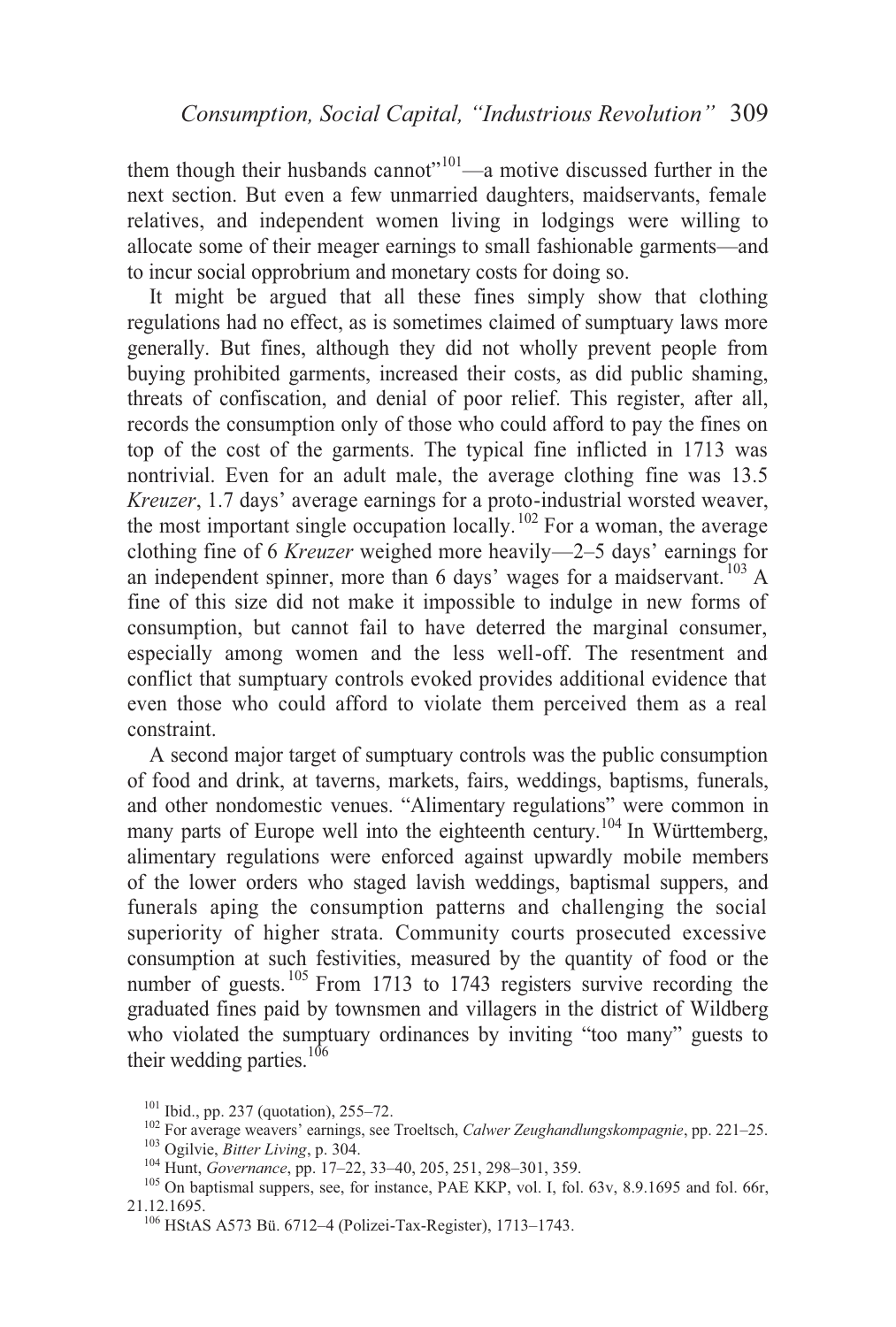them though their husbands cannot"[101]—a motive discussed further in the next section. But even a few unmarried daughters, maidservants, female relatives, and independent women living in lodgings were willing to allocate some of their meager earnings to small fashionable garments—and to incur social opprobrium and monetary costs for doing so.

It might be argued that all these fines simply show that clothing regulations had no effect, as is sometimes claimed of sumptuary laws more generally. But fines, although they did not wholly prevent people from buying prohibited garments, increased their costs, as did public shaming, threats of confiscation, and denial of poor relief. This register, after all, records the consumption only of those who could afford to pay the fines on top of the cost of the garments. The typical fine inflicted in 1713 was nontrivial. Even for an adult male, the average clothing fine was 13.5 *Kreuzer*, 1.7 days' average earnings for a proto-industrial worsted weaver, the most important single occupation locally.[102] For a woman, the average clothing fine of 6 *Kreuzer* weighed more heavily—2–5 days' earnings for an independent spinner, more than 6 days' wages for a maidservant.[103] A fine of this size did not make it impossible to indulge in new forms of consumption, but cannot fail to have deterred the marginal consumer, especially among women and the less well-off. The resentment and conflict that sumptuary controls evoked provides additional evidence that even those who could afford to violate them perceived them as a real constraint.

A second major target of sumptuary controls was the public consumption of food and drink, at taverns, markets, fairs, weddings, baptisms, funerals, and other nondomestic venues. "Alimentary regulations" were common in many parts of Europe well into the eighteenth century.[104] In Württemberg, alimentary regulations were enforced against upwardly mobile members of the lower orders who staged lavish weddings, baptismal suppers, and funerals aping the consumption patterns and challenging the social superiority of higher strata. Community courts prosecuted excessive consumption at such festivities, measured by the quantity of food or the number of guests.[105] From 1713 to 1743 registers survive recording the graduated fines paid by townsmen and villagers in the district of Wildberg who violated the sumptuary ordinances by inviting "too many" guests to their wedding parties.[106]

[101] Ibid., pp. 237 (quotation), 255–72.

[102] For average weavers' earnings, see Troeltsch, *Calwer Zeughandlungskompagnie*, pp. 221–25.

[103] Ogilvie, *Bitter Living*, p. 304.

[104] Hunt, *Governance*, pp. 17–22, 33–40, 205, 251, 298–301, 359.

[105] On baptismal suppers, see, for instance, PAE KKP, vol. I, fol. 63v, 8.9.1695 and fol. 66r, 21.12.1695.

[106] HStAS A573 Bü. 6712–4 (Polizei-Tax-Register), 1713–1743.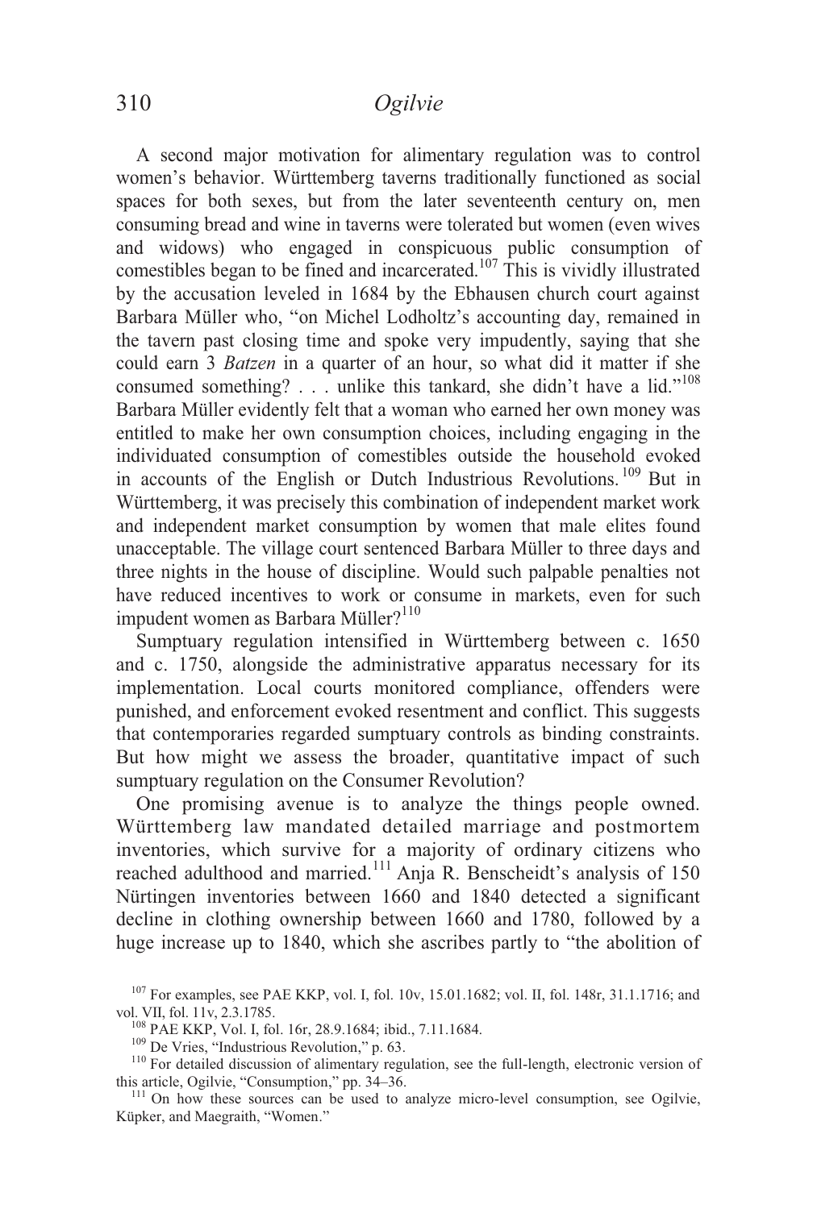A second major motivation for alimentary regulation was to control women's behavior. Württemberg taverns traditionally functioned as social spaces for both sexes, but from the later seventeenth century on, men consuming bread and wine in taverns were tolerated but women (even wives and widows) who engaged in conspicuous public consumption of comestibles began to be fined and incarcerated.[107] This is vividly illustrated by the accusation leveled in 1684 by the Ebhausen church court against Barbara Müller who, "on Michel Lodholtz's accounting day, remained in the tavern past closing time and spoke very impudently, saying that she could earn 3 *Batzen* in a quarter of an hour, so what did it matter if she consumed something? . . . unlike this tankard, she didn't have a lid."[108] Barbara Müller evidently felt that a woman who earned her own money was entitled to make her own consumption choices, including engaging in the individuated consumption of comestibles outside the household evoked in accounts of the English or Dutch Industrious Revolutions.[109] But in Württemberg, it was precisely this combination of independent market work and independent market consumption by women that male elites found unacceptable. The village court sentenced Barbara Müller to three days and three nights in the house of discipline. Would such palpable penalties not have reduced incentives to work or consume in markets, even for such impudent women as Barbara Müller?[110]

Sumptuary regulation intensified in Württemberg between c. 1650 and c. 1750, alongside the administrative apparatus necessary for its implementation. Local courts monitored compliance, offenders were punished, and enforcement evoked resentment and conflict. This suggests that contemporaries regarded sumptuary controls as binding constraints. But how might we assess the broader, quantitative impact of such sumptuary regulation on the Consumer Revolution?

One promising avenue is to analyze the things people owned. Württemberg law mandated detailed marriage and postmortem inventories, which survive for a majority of ordinary citizens who reached adulthood and married.[111] Anja R. Benscheidt's analysis of 150 Nürtingen inventories between 1660 and 1840 detected a significant decline in clothing ownership between 1660 and 1780, followed by a huge increase up to 1840, which she ascribes partly to "the abolition of

[107] For examples, see PAE KKP, vol. I, fol. 10v, 15.01.1682; vol. II, fol. 148r, 31.1.1716; and vol. VII, fol. 11v, 2.3.1785.

[108] PAE KKP, Vol. I, fol. 16r, 28.9.1684; ibid., 7.11.1684.

[109] De Vries, "Industrious Revolution," p. 63.

[110] For detailed discussion of alimentary regulation, see the full-length, electronic version of this article, Ogilvie, "Consumption," pp. 34–36.

[111] On how these sources can be used to analyze micro-level consumption, see Ogilvie, Küpker, and Maegraith, "Women."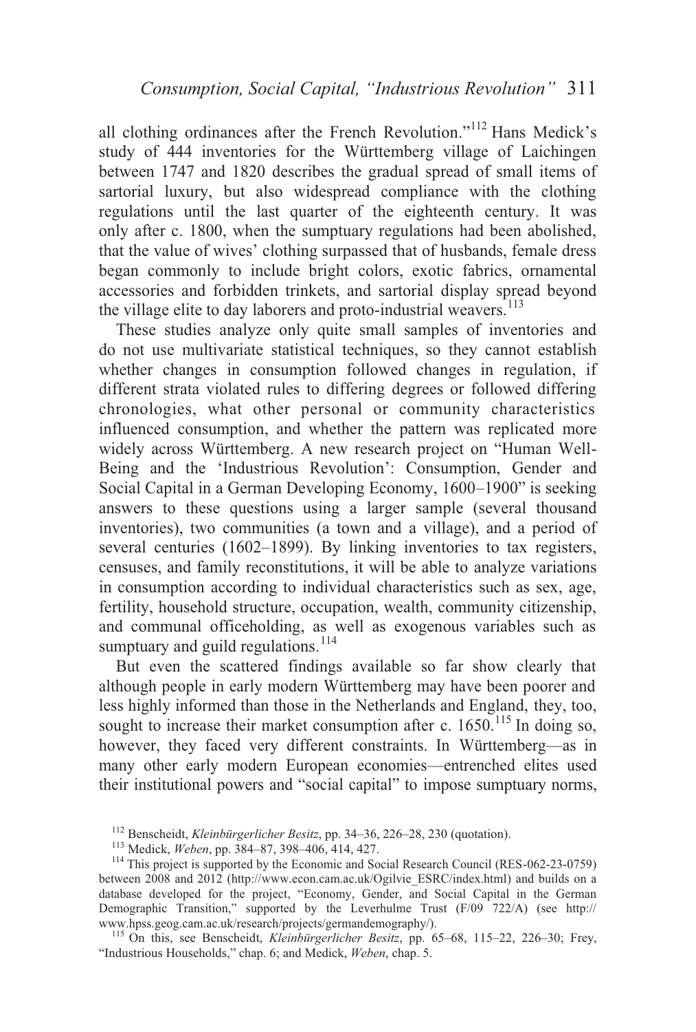all clothing ordinances after the French Revolution."[112] Hans Medick's study of 444 inventories for the Württemberg village of Laichingen between 1747 and 1820 describes the gradual spread of small items of sartorial luxury, but also widespread compliance with the clothing regulations until the last quarter of the eighteenth century. It was only after c. 1800, when the sumptuary regulations had been abolished, that the value of wives' clothing surpassed that of husbands, female dress began commonly to include bright colors, exotic fabrics, ornamental accessories and forbidden trinkets, and sartorial display spread beyond the village elite to day laborers and proto-industrial weavers.[113]

These studies analyze only quite small samples of inventories and do not use multivariate statistical techniques, so they cannot establish whether changes in consumption followed changes in regulation, if different strata violated rules to differing degrees or followed differing chronologies, what other personal or community characteristics influenced consumption, and whether the pattern was replicated more widely across Württemberg. A new research project on "Human Well-Being and the 'Industrious Revolution': Consumption, Gender and Social Capital in a German Developing Economy, 1600–1900" is seeking answers to these questions using a larger sample (several thousand inventories), two communities (a town and a village), and a period of several centuries (1602–1899). By linking inventories to tax registers, censuses, and family reconstitutions, it will be able to analyze variations in consumption according to individual characteristics such as sex, age, fertility, household structure, occupation, wealth, community citizenship, and communal officeholding, as well as exogenous variables such as sumptuary and guild regulations.[114]

But even the scattered findings available so far show clearly that although people in early modern Württemberg may have been poorer and less highly informed than those in the Netherlands and England, they, too, sought to increase their market consumption after c. 1650.[115] In doing so, however, they faced very different constraints. In Württemberg—as in many other early modern European economies—entrenched elites used their institutional powers and "social capital" to impose sumptuary norms,

[112] Benscheidt, *Kleinbürgerlicher Besitz*, pp. 34–36, 226–28, 230 (quotation).

[113] Medick, *Weben*, pp. 384–87, 398–406, 414, 427.

[114] This project is supported by the Economic and Social Research Council (RES-062-23-0759) between 2008 and 2012 (http://www.econ.cam.ac.uk/Ogilvie_ESRC/index.html) and builds on a database developed for the project, "Economy, Gender, and Social Capital in the German Demographic Transition," supported by the Leverhulme Trust (F/09 722/A) (see http://www.hpss.geog.cam.ac.uk/research/projects/germandemography/).

[115] On this, see Benscheidt, *Kleinbürgerlicher Besitz*, pp. 65–68, 115–22, 226–30; Frey, "Industrious Households," chap. 6; and Medick, *Weben*, chap. 5.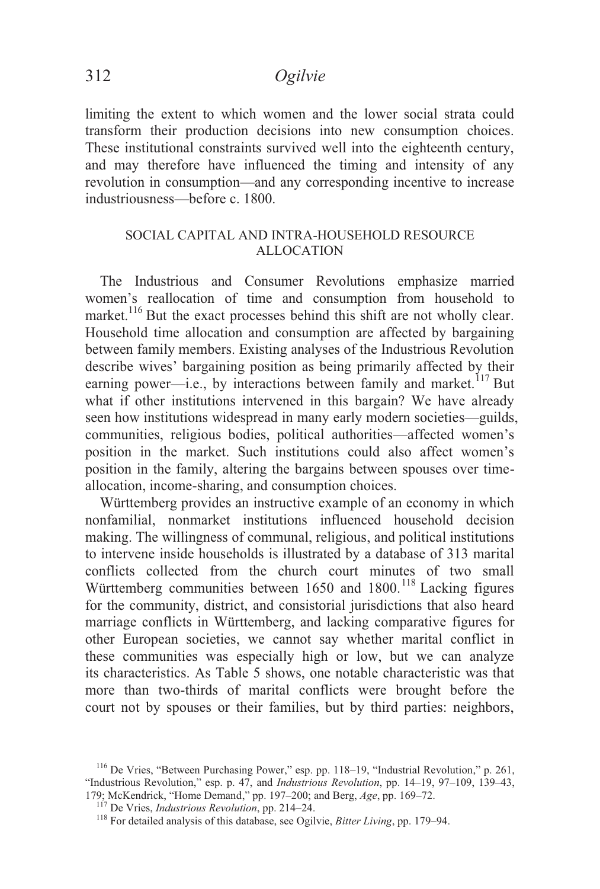limiting the extent to which women and the lower social strata could transform their production decisions into new consumption choices. These institutional constraints survived well into the eighteenth century, and may therefore have influenced the timing and intensity of any revolution in consumption—and any corresponding incentive to increase industriousness—before c. 1800.

## SOCIAL CAPITAL AND INTRA-HOUSEHOLD RESOURCE ALLOCATION

The Industrious and Consumer Revolutions emphasize married women's reallocation of time and consumption from household to market.[116] But the exact processes behind this shift are not wholly clear. Household time allocation and consumption are affected by bargaining between family members. Existing analyses of the Industrious Revolution describe wives' bargaining position as being primarily affected by their earning power—i.e., by interactions between family and market.[117] But what if other institutions intervened in this bargain? We have already seen how institutions widespread in many early modern societies—guilds, communities, religious bodies, political authorities—affected women's position in the market. Such institutions could also affect women's position in the family, altering the bargains between spouses over time-allocation, income-sharing, and consumption choices.

Württemberg provides an instructive example of an economy in which nonfamilial, nonmarket institutions influenced household decision making. The willingness of communal, religious, and political institutions to intervene inside households is illustrated by a database of 313 marital conflicts collected from the church court minutes of two small Württemberg communities between 1650 and 1800.[118] Lacking figures for the community, district, and consistorial jurisdictions that also heard marriage conflicts in Württemberg, and lacking comparative figures for other European societies, we cannot say whether marital conflict in these communities was especially high or low, but we can analyze its characteristics. As Table 5 shows, one notable characteristic was that more than two-thirds of marital conflicts were brought before the court not by spouses or their families, but by third parties: neighbors,

[116] De Vries, "Between Purchasing Power," esp. pp. 118–19, "Industrial Revolution," p. 261, "Industrious Revolution," esp. p. 47, and *Industrious Revolution*, pp. 14–19, 97–109, 139–43, 179; McKendrick, "Home Demand," pp. 197–200; and Berg, *Age*, pp. 169–72.

[117] De Vries, *Industrious Revolution*, pp. 214–24.

[118] For detailed analysis of this database, see Ogilvie, *Bitter Living*, pp. 179–94.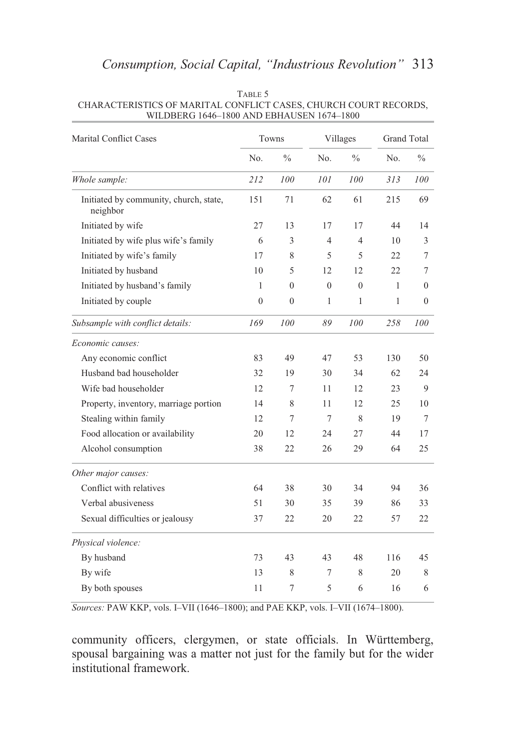TABLE 5
CHARACTERISTICS OF MARITAL CONFLICT CASES, CHURCH COURT RECORDS, WILDBERG 1646–1800 AND EBHAUSEN 1674–1800

| Marital Conflict Cases | Towns | | Villages | | Grand Total | |
|---|---|---|---|---|---|---|
| | No. | % | No. | % | No. | % |
| *Whole sample:* | *212* | *100* | *101* | *100* | *313* | *100* |
| Initiated by community, church, state, neighbor | 151 | 71 | 62 | 61 | 215 | 69 |
| Initiated by wife | 27 | 13 | 17 | 17 | 44 | 14 |
| Initiated by wife plus wife's family | 6 | 3 | 4 | 4 | 10 | 3 |
| Initiated by wife's family | 17 | 8 | 5 | 5 | 22 | 7 |
| Initiated by husband | 10 | 5 | 12 | 12 | 22 | 7 |
| Initiated by husband's family | 1 | 0 | 0 | 0 | 1 | 0 |
| Initiated by couple | 0 | 0 | 1 | 1 | 1 | 0 |
| *Subsample with conflict details:* | *169* | *100* | *89* | *100* | *258* | *100* |
| *Economic causes:* | | | | | | |
| Any economic conflict | 83 | 49 | 47 | 53 | 130 | 50 |
| Husband bad householder | 32 | 19 | 30 | 34 | 62 | 24 |
| Wife bad householder | 12 | 7 | 11 | 12 | 23 | 9 |
| Property, inventory, marriage portion | 14 | 8 | 11 | 12 | 25 | 10 |
| Stealing within family | 12 | 7 | 7 | 8 | 19 | 7 |
| Food allocation or availability | 20 | 12 | 24 | 27 | 44 | 17 |
| Alcohol consumption | 38 | 22 | 26 | 29 | 64 | 25 |
| *Other major causes:* | | | | | | |
| Conflict with relatives | 64 | 38 | 30 | 34 | 94 | 36 |
| Verbal abusiveness | 51 | 30 | 35 | 39 | 86 | 33 |
| Sexual difficulties or jealousy | 37 | 22 | 20 | 22 | 57 | 22 |
| *Physical violence:* | | | | | | |
| By husband | 73 | 43 | 43 | 48 | 116 | 45 |
| By wife | 13 | 8 | 7 | 8 | 20 | 8 |
| By both spouses | 11 | 7 | 5 | 6 | 16 | 6 |

*Sources:* PAW KKP, vols. I–VII (1646–1800); and PAE KKP, vols. I–VII (1674–1800).

community officers, clergymen, or state officials. In Württemberg, spousal bargaining was a matter not just for the family but for the wider institutional framework.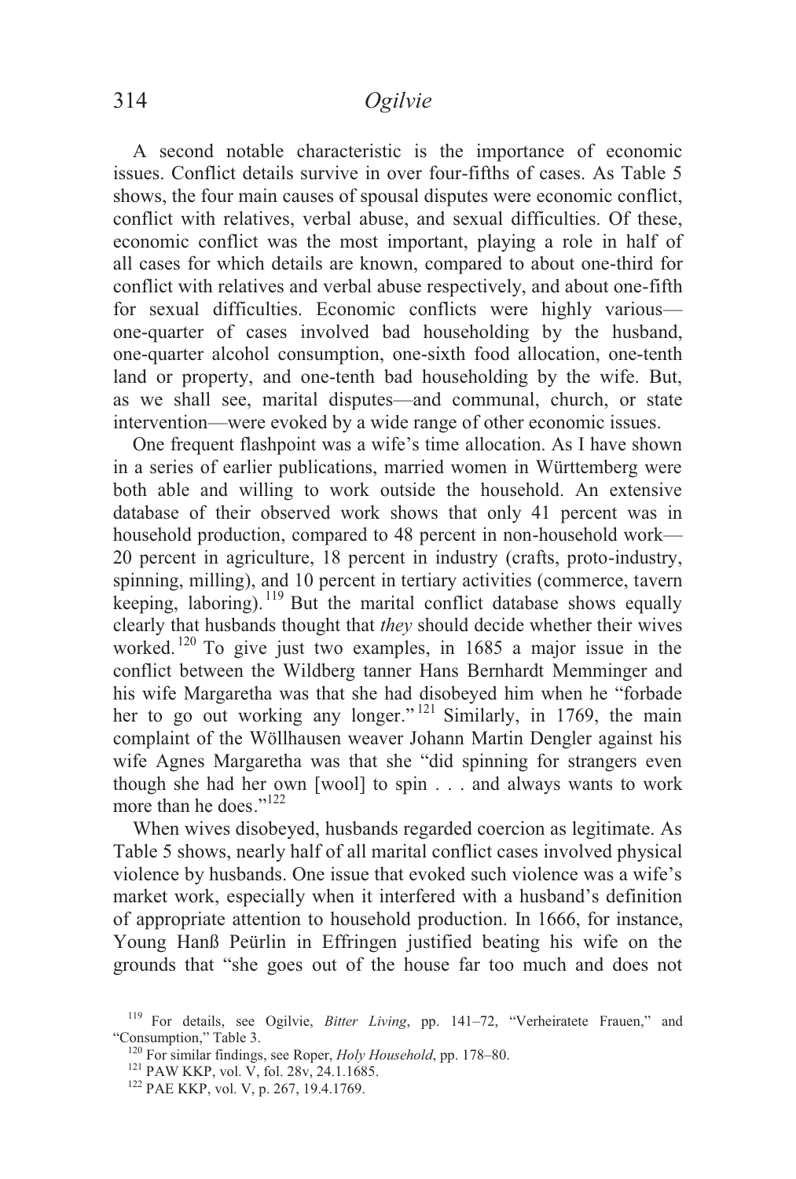A second notable characteristic is the importance of economic issues. Conflict details survive in over four-fifths of cases. As Table 5 shows, the four main causes of spousal disputes were economic conflict, conflict with relatives, verbal abuse, and sexual difficulties. Of these, economic conflict was the most important, playing a role in half of all cases for which details are known, compared to about one-third for conflict with relatives and verbal abuse respectively, and about one-fifth for sexual difficulties. Economic conflicts were highly various—one-quarter of cases involved bad householding by the husband, one-quarter alcohol consumption, one-sixth food allocation, one-tenth land or property, and one-tenth bad householding by the wife. But, as we shall see, marital disputes—and communal, church, or state intervention—were evoked by a wide range of other economic issues.

One frequent flashpoint was a wife's time allocation. As I have shown in a series of earlier publications, married women in Württemberg were both able and willing to work outside the household. An extensive database of their observed work shows that only 41 percent was in household production, compared to 48 percent in non-household work—20 percent in agriculture, 18 percent in industry (crafts, proto-industry, spinning, milling), and 10 percent in tertiary activities (commerce, tavern keeping, laboring).[119] But the marital conflict database shows equally clearly that husbands thought that *they* should decide whether their wives worked.[120] To give just two examples, in 1685 a major issue in the conflict between the Wildberg tanner Hans Bernhardt Memminger and his wife Margaretha was that she had disobeyed him when he "forbade her to go out working any longer."[121] Similarly, in 1769, the main complaint of the Wöllhausen weaver Johann Martin Dengler against his wife Agnes Margaretha was that she "did spinning for strangers even though she had her own [wool] to spin . . . and always wants to work more than he does."[122]

When wives disobeyed, husbands regarded coercion as legitimate. As Table 5 shows, nearly half of all marital conflict cases involved physical violence by husbands. One issue that evoked such violence was a wife's market work, especially when it interfered with a husband's definition of appropriate attention to household production. In 1666, for instance, Young Hanß Peürlin in Effringen justified beating his wife on the grounds that "she goes out of the house far too much and does not

[119] For details, see Ogilvie, *Bitter Living*, pp. 141–72, "Verheiratete Frauen," and "Consumption," Table 3.

[120] For similar findings, see Roper, *Holy Household*, pp. 178–80.

[121] PAW KKP, vol. V, fol. 28v, 24.1.1685.

[122] PAE KKP, vol. V, p. 267, 19.4.1769.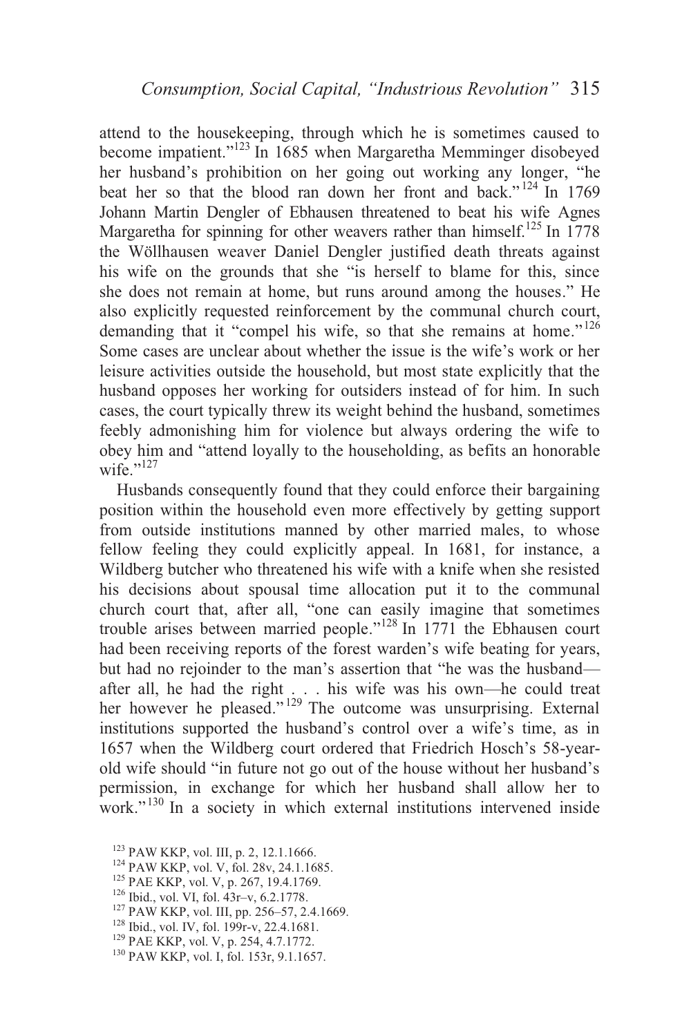attend to the housekeeping, through which he is sometimes caused to become impatient."[123] In 1685 when Margaretha Memminger disobeyed her husband's prohibition on her going out working any longer, "he beat her so that the blood ran down her front and back."[124] In 1769 Johann Martin Dengler of Ebhausen threatened to beat his wife Agnes Margaretha for spinning for other weavers rather than himself.[125] In 1778 the Wöllhausen weaver Daniel Dengler justified death threats against his wife on the grounds that she "is herself to blame for this, since she does not remain at home, but runs around among the houses." He also explicitly requested reinforcement by the communal church court, demanding that it "compel his wife, so that she remains at home."[126] Some cases are unclear about whether the issue is the wife's work or her leisure activities outside the household, but most state explicitly that the husband opposes her working for outsiders instead of for him. In such cases, the court typically threw its weight behind the husband, sometimes feebly admonishing him for violence but always ordering the wife to obey him and "attend loyally to the householding, as befits an honorable wife."[127]

Husbands consequently found that they could enforce their bargaining position within the household even more effectively by getting support from outside institutions manned by other married males, to whose fellow feeling they could explicitly appeal. In 1681, for instance, a Wildberg butcher who threatened his wife with a knife when she resisted his decisions about spousal time allocation put it to the communal church court that, after all, "one can easily imagine that sometimes trouble arises between married people."[128] In 1771 the Ebhausen court had been receiving reports of the forest warden's wife beating for years, but had no rejoinder to the man's assertion that "he was the husband—after all, he had the right . . . his wife was his own—he could treat her however he pleased."[129] The outcome was unsurprising. External institutions supported the husband's control over a wife's time, as in 1657 when the Wildberg court ordered that Friedrich Hosch's 58-year-old wife should "in future not go out of the house without her husband's permission, in exchange for which her husband shall allow her to work."[130] In a society in which external institutions intervened inside

[123] PAW KKP, vol. III, p. 2, 12.1.1666.
[124] PAW KKP, vol. V, fol. 28v, 24.1.1685.
[125] PAE KKP, vol. V, p. 267, 19.4.1769.
[126] Ibid., vol. VI, fol. 43r–v, 6.2.1778.
[127] PAW KKP, vol. III, pp. 256–57, 2.4.1669.
[128] Ibid., vol. IV, fol. 199r-v, 22.4.1681.
[129] PAE KKP, vol. V, p. 254, 4.7.1772.
[130] PAW KKP, vol. I, fol. 153r, 9.1.1657.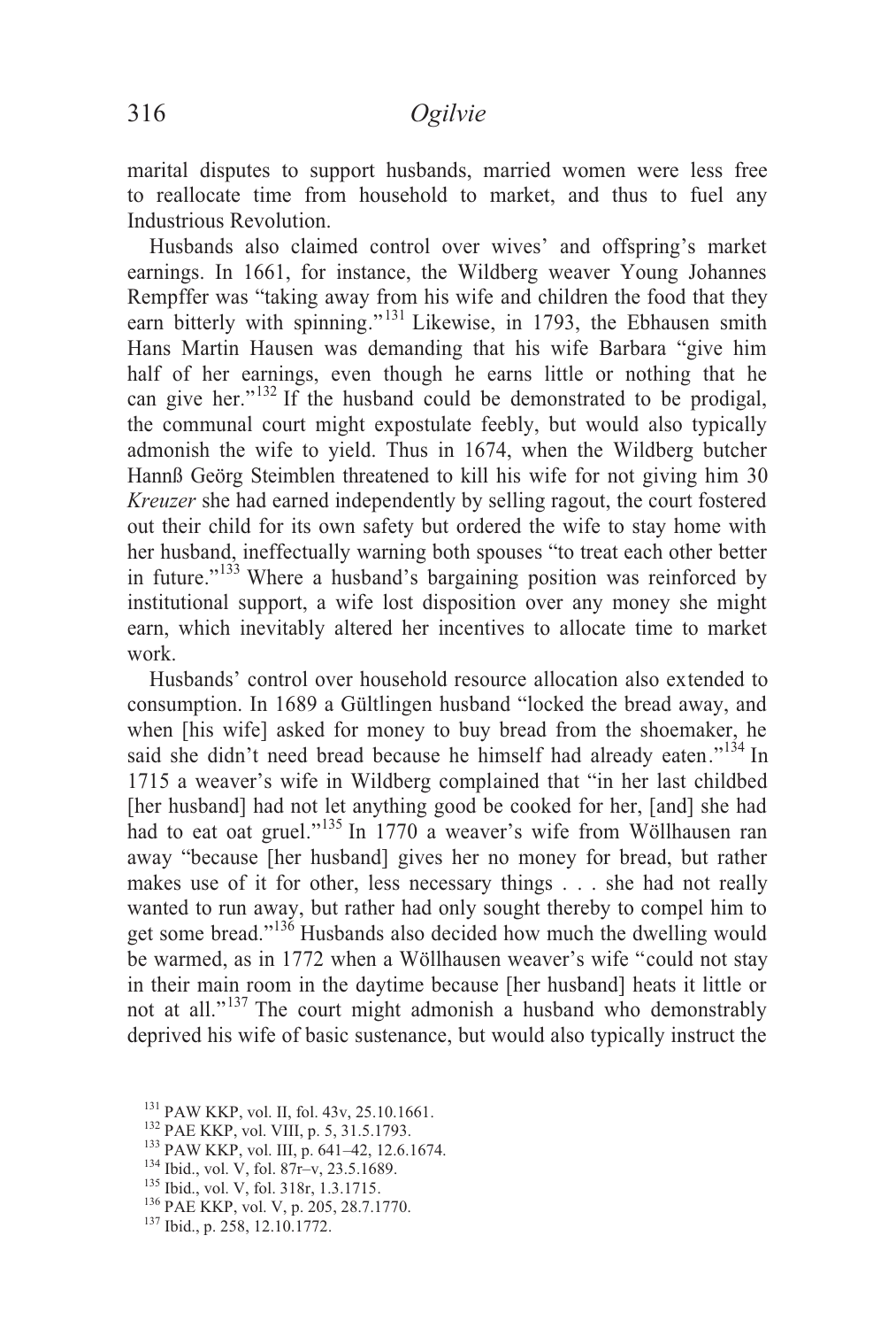marital disputes to support husbands, married women were less free to reallocate time from household to market, and thus to fuel any Industrious Revolution.

Husbands also claimed control over wives' and offspring's market earnings. In 1661, for instance, the Wildberg weaver Young Johannes Rempffer was "taking away from his wife and children the food that they earn bitterly with spinning."[131] Likewise, in 1793, the Ebhausen smith Hans Martin Hausen was demanding that his wife Barbara "give him half of her earnings, even though he earns little or nothing that he can give her."[132] If the husband could be demonstrated to be prodigal, the communal court might expostulate feebly, but would also typically admonish the wife to yield. Thus in 1674, when the Wildberg butcher Hannß Geörg Steimblen threatened to kill his wife for not giving him 30 *Kreuzer* she had earned independently by selling ragout, the court fostered out their child for its own safety but ordered the wife to stay home with her husband, ineffectually warning both spouses "to treat each other better in future."[133] Where a husband's bargaining position was reinforced by institutional support, a wife lost disposition over any money she might earn, which inevitably altered her incentives to allocate time to market work.

Husbands' control over household resource allocation also extended to consumption. In 1689 a Gültlingen husband "locked the bread away, and when [his wife] asked for money to buy bread from the shoemaker, he said she didn't need bread because he himself had already eaten."[134] In 1715 a weaver's wife in Wildberg complained that "in her last childbed [her husband] had not let anything good be cooked for her, [and] she had had to eat oat gruel."[135] In 1770 a weaver's wife from Wöllhausen ran away "because [her husband] gives her no money for bread, but rather makes use of it for other, less necessary things . . . she had not really wanted to run away, but rather had only sought thereby to compel him to get some bread."[136] Husbands also decided how much the dwelling would be warmed, as in 1772 when a Wöllhausen weaver's wife "could not stay in their main room in the daytime because [her husband] heats it little or not at all."[137] The court might admonish a husband who demonstrably deprived his wife of basic sustenance, but would also typically instruct the

[131] PAW KKP, vol. II, fol. 43v, 25.10.1661.
[132] PAE KKP, vol. VIII, p. 5, 31.5.1793.
[133] PAW KKP, vol. III, p. 641–42, 12.6.1674.
[134] Ibid., vol. V, fol. 87r–v, 23.5.1689.
[135] Ibid., vol. V, fol. 318r, 1.3.1715.
[136] PAE KKP, vol. V, p. 205, 28.7.1770.
[137] Ibid., p. 258, 12.10.1772.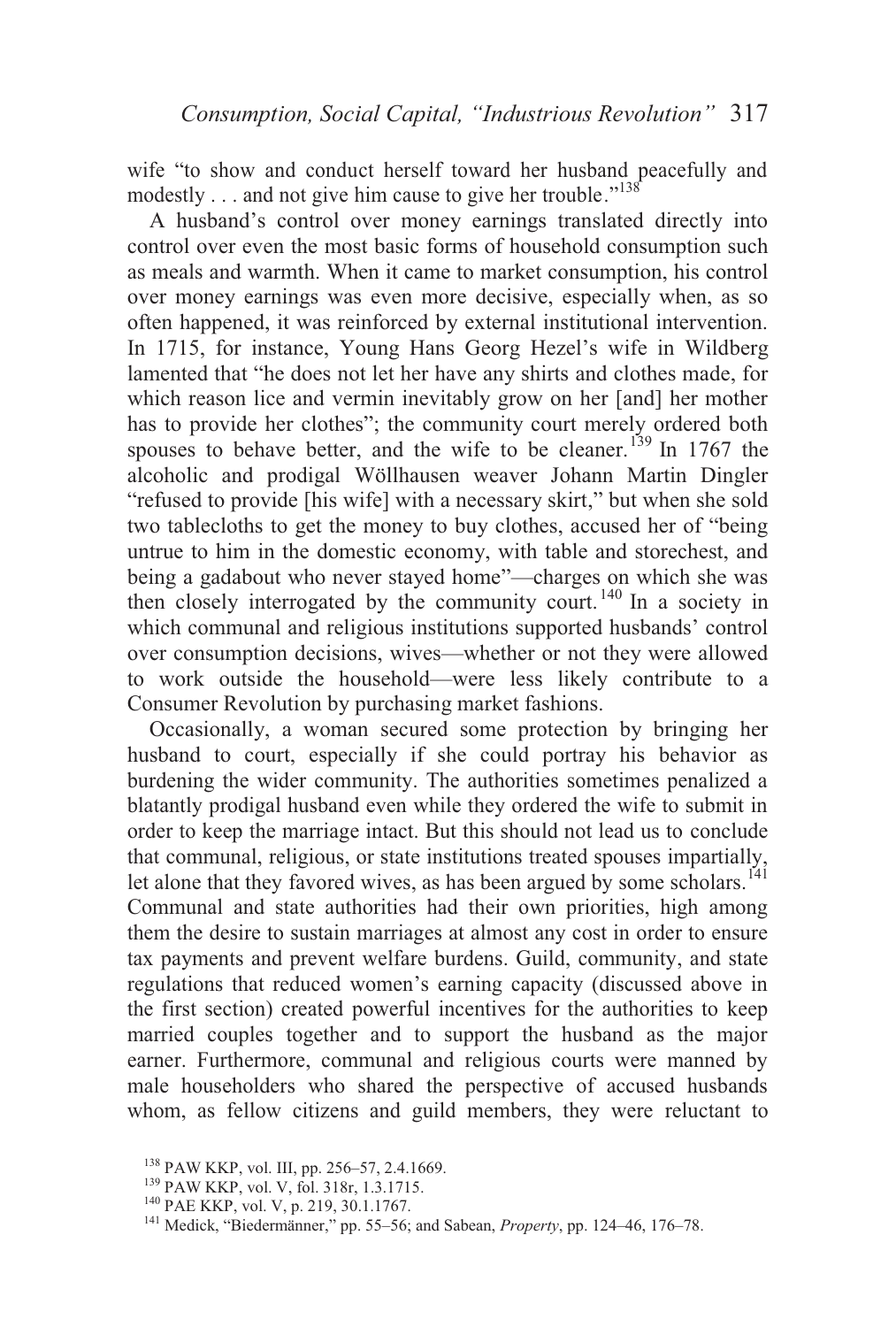wife "to show and conduct herself toward her husband peacefully and modestly . . . and not give him cause to give her trouble."[138]

A husband's control over money earnings translated directly into control over even the most basic forms of household consumption such as meals and warmth. When it came to market consumption, his control over money earnings was even more decisive, especially when, as so often happened, it was reinforced by external institutional intervention. In 1715, for instance, Young Hans Georg Hezel's wife in Wildberg lamented that "he does not let her have any shirts and clothes made, for which reason lice and vermin inevitably grow on her [and] her mother has to provide her clothes"; the community court merely ordered both spouses to behave better, and the wife to be cleaner.[139] In 1767 the alcoholic and prodigal Wöllhausen weaver Johann Martin Dingler "refused to provide [his wife] with a necessary skirt," but when she sold two tablecloths to get the money to buy clothes, accused her of "being untrue to him in the domestic economy, with table and storechest, and being a gadabout who never stayed home"—charges on which she was then closely interrogated by the community court.[140] In a society in which communal and religious institutions supported husbands' control over consumption decisions, wives—whether or not they were allowed to work outside the household—were less likely contribute to a Consumer Revolution by purchasing market fashions.

Occasionally, a woman secured some protection by bringing her husband to court, especially if she could portray his behavior as burdening the wider community. The authorities sometimes penalized a blatantly prodigal husband even while they ordered the wife to submit in order to keep the marriage intact. But this should not lead us to conclude that communal, religious, or state institutions treated spouses impartially, let alone that they favored wives, as has been argued by some scholars.[141] Communal and state authorities had their own priorities, high among them the desire to sustain marriages at almost any cost in order to ensure tax payments and prevent welfare burdens. Guild, community, and state regulations that reduced women's earning capacity (discussed above in the first section) created powerful incentives for the authorities to keep married couples together and to support the husband as the major earner. Furthermore, communal and religious courts were manned by male householders who shared the perspective of accused husbands whom, as fellow citizens and guild members, they were reluctant to

[138] PAW KKP, vol. III, pp. 256–57, 2.4.1669.

[139] PAW KKP, vol. V, fol. 318r, 1.3.1715.

[140] PAE KKP, vol. V, p. 219, 30.1.1767.

[141] Medick, "Biedermänner," pp. 55–56; and Sabean, *Property*, pp. 124–46, 176–78.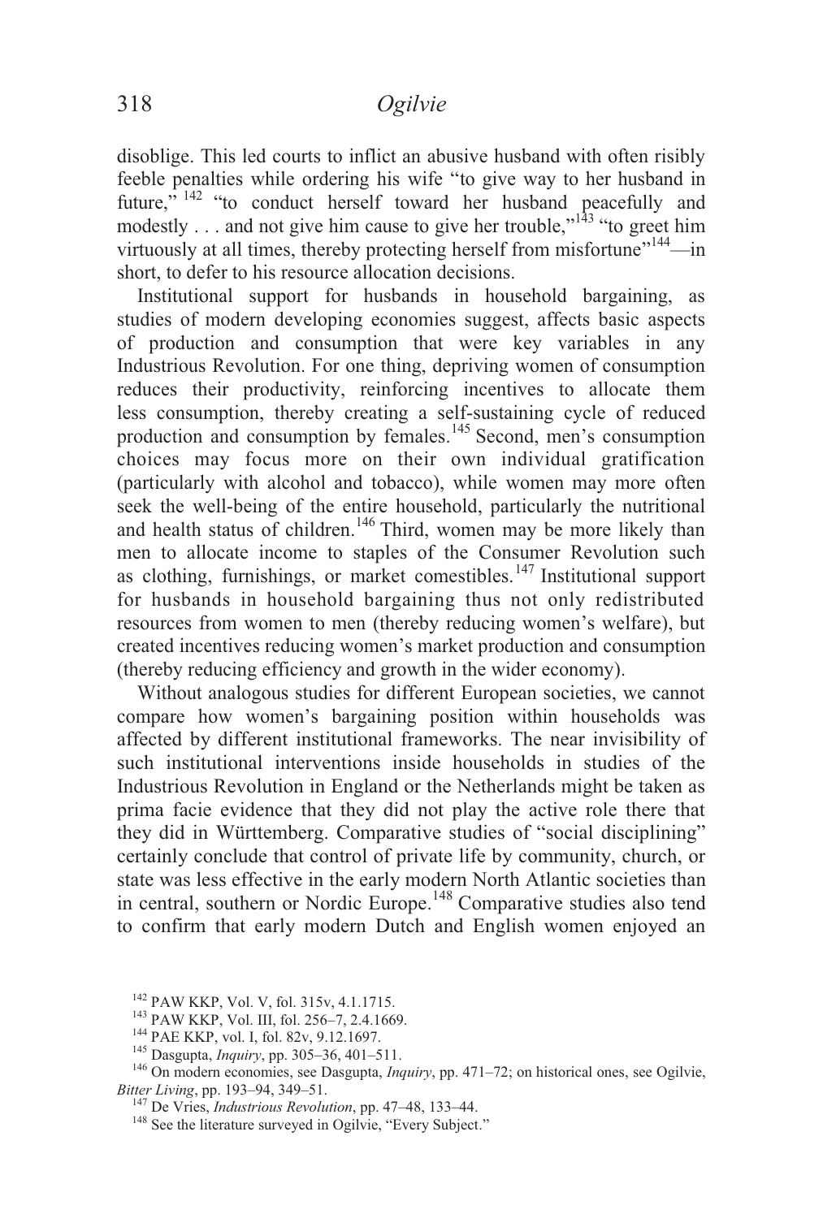disoblige. This led courts to inflict an abusive husband with often risibly feeble penalties while ordering his wife "to give way to her husband in future,"[142] "to conduct herself toward her husband peacefully and modestly . . . and not give him cause to give her trouble,"[143] "to greet him virtuously at all times, thereby protecting herself from misfortune"[144]—in short, to defer to his resource allocation decisions.

Institutional support for husbands in household bargaining, as studies of modern developing economies suggest, affects basic aspects of production and consumption that were key variables in any Industrious Revolution. For one thing, depriving women of consumption reduces their productivity, reinforcing incentives to allocate them less consumption, thereby creating a self-sustaining cycle of reduced production and consumption by females.[145] Second, men's consumption choices may focus more on their own individual gratification (particularly with alcohol and tobacco), while women may more often seek the well-being of the entire household, particularly the nutritional and health status of children.[146] Third, women may be more likely than men to allocate income to staples of the Consumer Revolution such as clothing, furnishings, or market comestibles.[147] Institutional support for husbands in household bargaining thus not only redistributed resources from women to men (thereby reducing women's welfare), but created incentives reducing women's market production and consumption (thereby reducing efficiency and growth in the wider economy).

Without analogous studies for different European societies, we cannot compare how women's bargaining position within households was affected by different institutional frameworks. The near invisibility of such institutional interventions inside households in studies of the Industrious Revolution in England or the Netherlands might be taken as prima facie evidence that they did not play the active role there that they did in Württemberg. Comparative studies of "social disciplining" certainly conclude that control of private life by community, church, or state was less effective in the early modern North Atlantic societies than in central, southern or Nordic Europe.[148] Comparative studies also tend to confirm that early modern Dutch and English women enjoyed an

[142] PAW KKP, Vol. V, fol. 315v, 4.1.1715.

[143] PAW KKP, Vol. III, fol. 256–7, 2.4.1669.

[144] PAE KKP, vol. I, fol. 82v, 9.12.1697.

[145] Dasgupta, *Inquiry*, pp. 305–36, 401–511.

[146] On modern economies, see Dasgupta, *Inquiry*, pp. 471–72; on historical ones, see Ogilvie, *Bitter Living*, pp. 193–94, 349–51.

[147] De Vries, *Industrious Revolution*, pp. 47–48, 133–44.

[148] See the literature surveyed in Ogilvie, "Every Subject."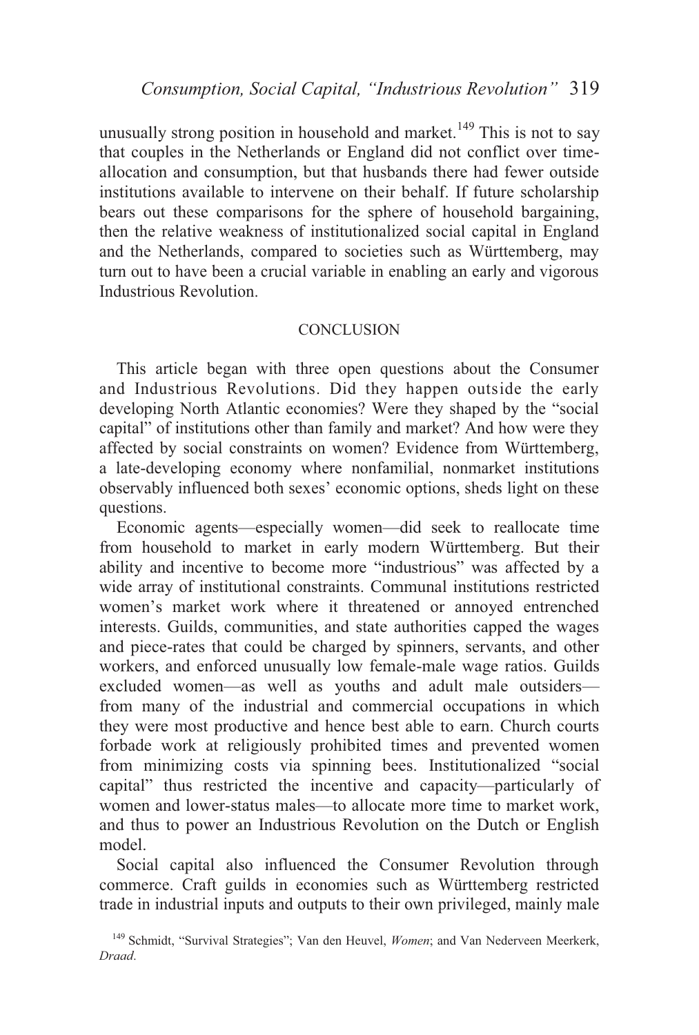unusually strong position in household and market.[149] This is not to say that couples in the Netherlands or England did not conflict over time-allocation and consumption, but that husbands there had fewer outside institutions available to intervene on their behalf. If future scholarship bears out these comparisons for the sphere of household bargaining, then the relative weakness of institutionalized social capital in England and the Netherlands, compared to societies such as Württemberg, may turn out to have been a crucial variable in enabling an early and vigorous Industrious Revolution.

## CONCLUSION

This article began with three open questions about the Consumer and Industrious Revolutions. Did they happen outside the early developing North Atlantic economies? Were they shaped by the "social capital" of institutions other than family and market? And how were they affected by social constraints on women? Evidence from Württemberg, a late-developing economy where nonfamilial, nonmarket institutions observably influenced both sexes' economic options, sheds light on these questions.

Economic agents—especially women—did seek to reallocate time from household to market in early modern Württemberg. But their ability and incentive to become more "industrious" was affected by a wide array of institutional constraints. Communal institutions restricted women's market work where it threatened or annoyed entrenched interests. Guilds, communities, and state authorities capped the wages and piece-rates that could be charged by spinners, servants, and other workers, and enforced unusually low female-male wage ratios. Guilds excluded women—as well as youths and adult male outsiders—from many of the industrial and commercial occupations in which they were most productive and hence best able to earn. Church courts forbade work at religiously prohibited times and prevented women from minimizing costs via spinning bees. Institutionalized "social capital" thus restricted the incentive and capacity—particularly of women and lower-status males—to allocate more time to market work, and thus to power an Industrious Revolution on the Dutch or English model.

Social capital also influenced the Consumer Revolution through commerce. Craft guilds in economies such as Württemberg restricted trade in industrial inputs and outputs to their own privileged, mainly male

[149] Schmidt, "Survival Strategies"; Van den Heuvel, *Women*; and Van Nederveen Meerkerk, *Draad*.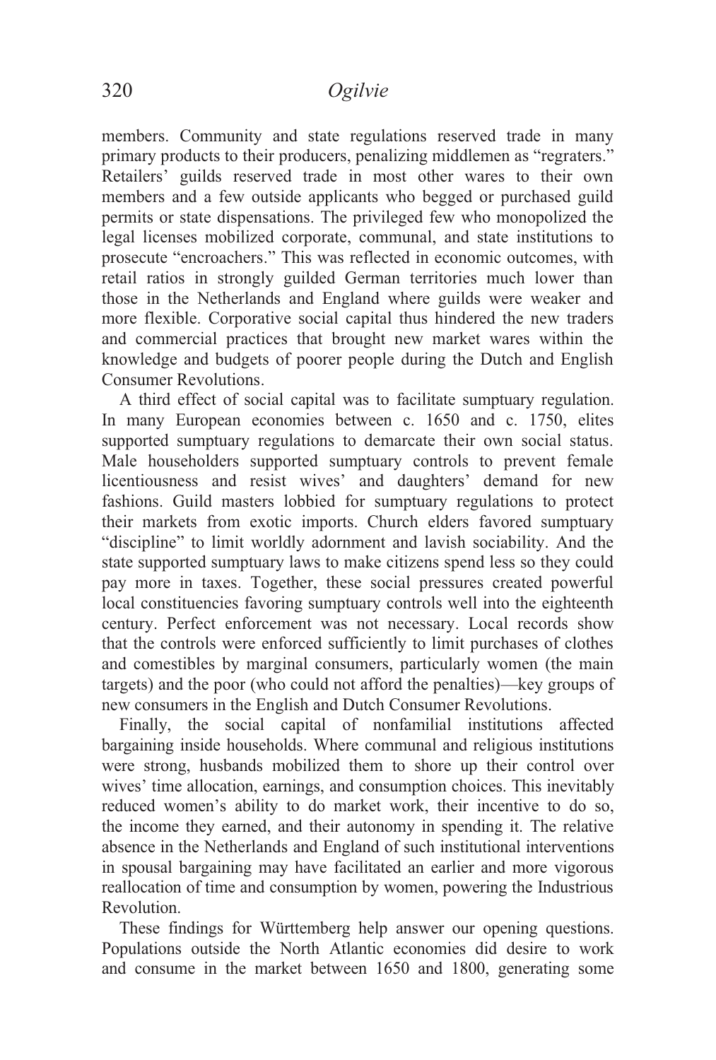members. Community and state regulations reserved trade in many primary products to their producers, penalizing middlemen as "regraters." Retailers' guilds reserved trade in most other wares to their own members and a few outside applicants who begged or purchased guild permits or state dispensations. The privileged few who monopolized the legal licenses mobilized corporate, communal, and state institutions to prosecute "encroachers." This was reflected in economic outcomes, with retail ratios in strongly guilded German territories much lower than those in the Netherlands and England where guilds were weaker and more flexible. Corporative social capital thus hindered the new traders and commercial practices that brought new market wares within the knowledge and budgets of poorer people during the Dutch and English Consumer Revolutions.

A third effect of social capital was to facilitate sumptuary regulation. In many European economies between c. 1650 and c. 1750, elites supported sumptuary regulations to demarcate their own social status. Male householders supported sumptuary controls to prevent female licentiousness and resist wives' and daughters' demand for new fashions. Guild masters lobbied for sumptuary regulations to protect their markets from exotic imports. Church elders favored sumptuary "discipline" to limit worldly adornment and lavish sociability. And the state supported sumptuary laws to make citizens spend less so they could pay more in taxes. Together, these social pressures created powerful local constituencies favoring sumptuary controls well into the eighteenth century. Perfect enforcement was not necessary. Local records show that the controls were enforced sufficiently to limit purchases of clothes and comestibles by marginal consumers, particularly women (the main targets) and the poor (who could not afford the penalties)—key groups of new consumers in the English and Dutch Consumer Revolutions.

Finally, the social capital of nonfamilial institutions affected bargaining inside households. Where communal and religious institutions were strong, husbands mobilized them to shore up their control over wives' time allocation, earnings, and consumption choices. This inevitably reduced women's ability to do market work, their incentive to do so, the income they earned, and their autonomy in spending it. The relative absence in the Netherlands and England of such institutional interventions in spousal bargaining may have facilitated an earlier and more vigorous reallocation of time and consumption by women, powering the Industrious Revolution.

These findings for Württemberg help answer our opening questions. Populations outside the North Atlantic economies did desire to work and consume in the market between 1650 and 1800, generating some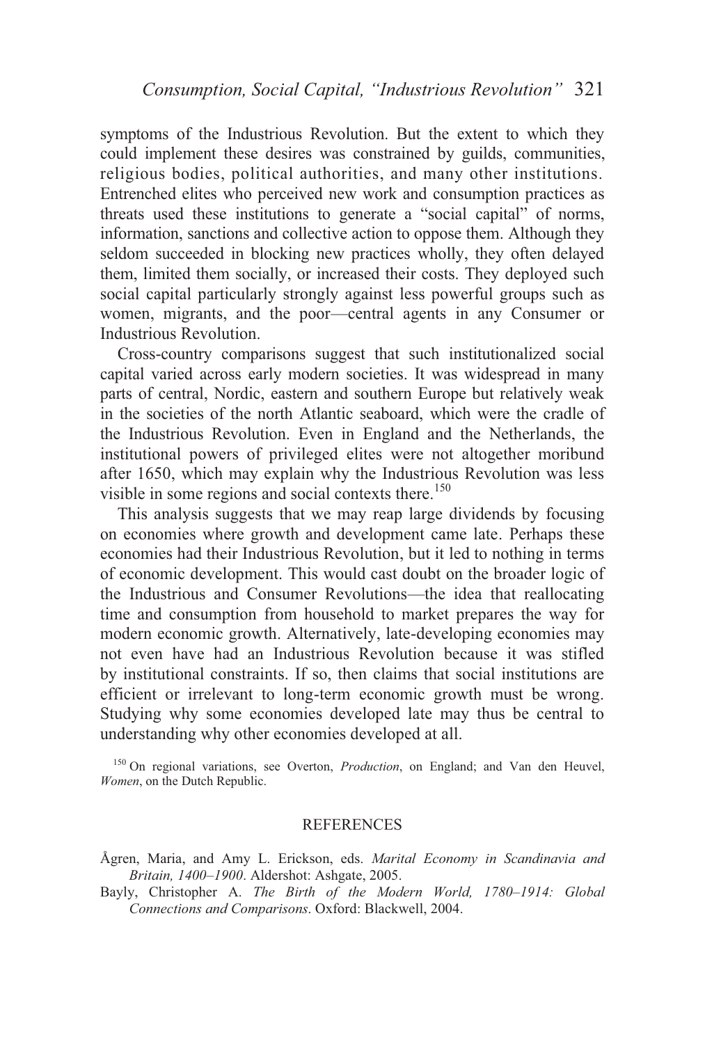symptoms of the Industrious Revolution. But the extent to which they could implement these desires was constrained by guilds, communities, religious bodies, political authorities, and many other institutions. Entrenched elites who perceived new work and consumption practices as threats used these institutions to generate a "social capital" of norms, information, sanctions and collective action to oppose them. Although they seldom succeeded in blocking new practices wholly, they often delayed them, limited them socially, or increased their costs. They deployed such social capital particularly strongly against less powerful groups such as women, migrants, and the poor—central agents in any Consumer or Industrious Revolution.

Cross-country comparisons suggest that such institutionalized social capital varied across early modern societies. It was widespread in many parts of central, Nordic, eastern and southern Europe but relatively weak in the societies of the north Atlantic seaboard, which were the cradle of the Industrious Revolution. Even in England and the Netherlands, the institutional powers of privileged elites were not altogether moribund after 1650, which may explain why the Industrious Revolution was less visible in some regions and social contexts there.[150]

This analysis suggests that we may reap large dividends by focusing on economies where growth and development came late. Perhaps these economies had their Industrious Revolution, but it led to nothing in terms of economic development. This would cast doubt on the broader logic of the Industrious and Consumer Revolutions—the idea that reallocating time and consumption from household to market prepares the way for modern economic growth. Alternatively, late-developing economies may not even have had an Industrious Revolution because it was stifled by institutional constraints. If so, then claims that social institutions are efficient or irrelevant to long-term economic growth must be wrong. Studying why some economies developed late may thus be central to understanding why other economies developed at all.

[150] On regional variations, see Overton, *Production*, on England; and Van den Heuvel, *Women*, on the Dutch Republic.

## REFERENCES

Ågren, Maria, and Amy L. Erickson, eds. *Marital Economy in Scandinavia and Britain, 1400–1900*. Aldershot: Ashgate, 2005.

Bayly, Christopher A. *The Birth of the Modern World, 1780–1914: Global Connections and Comparisons*. Oxford: Blackwell, 2004.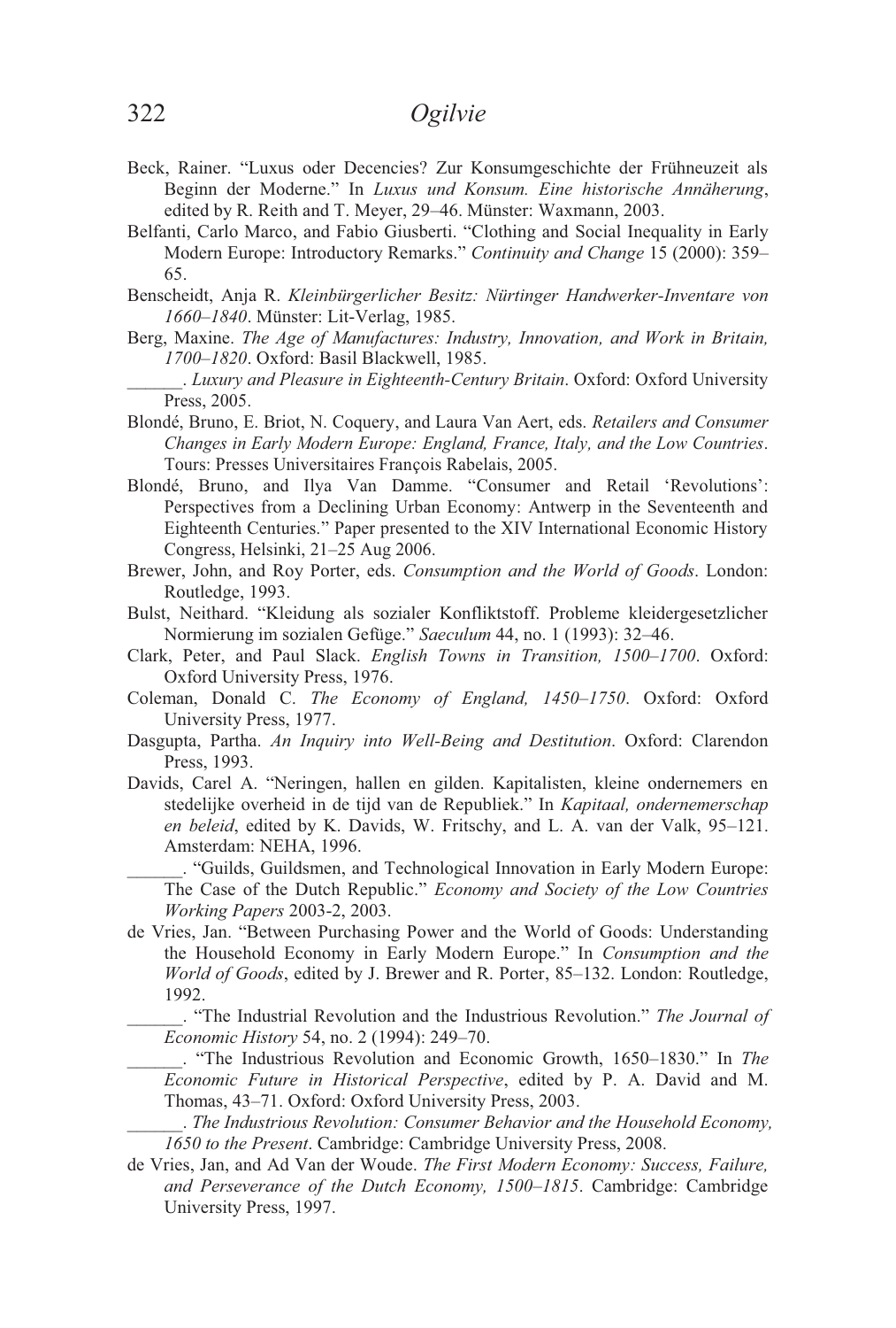Beck, Rainer. "Luxus oder Decencies? Zur Konsumgeschichte der Frühneuzeit als Beginn der Moderne." In *Luxus und Konsum. Eine historische Annäherung*, edited by R. Reith and T. Meyer, 29–46. Münster: Waxmann, 2003.

Belfanti, Carlo Marco, and Fabio Giusberti. "Clothing and Social Inequality in Early Modern Europe: Introductory Remarks." *Continuity and Change* 15 (2000): 359–65.

Benscheidt, Anja R. *Kleinbürgerlicher Besitz: Nürtinger Handwerker-Inventare von 1660–1840*. Münster: Lit-Verlag, 1985.

Berg, Maxine. *The Age of Manufactures: Industry, Innovation, and Work in Britain, 1700–1820*. Oxford: Basil Blackwell, 1985.

______. *Luxury and Pleasure in Eighteenth-Century Britain*. Oxford: Oxford University Press, 2005.

Blondé, Bruno, E. Briot, N. Coquery, and Laura Van Aert, eds. *Retailers and Consumer Changes in Early Modern Europe: England, France, Italy, and the Low Countries*. Tours: Presses Universitaires François Rabelais, 2005.

Blondé, Bruno, and Ilya Van Damme. "Consumer and Retail 'Revolutions': Perspectives from a Declining Urban Economy: Antwerp in the Seventeenth and Eighteenth Centuries." Paper presented to the XIV International Economic History Congress, Helsinki, 21–25 Aug 2006.

Brewer, John, and Roy Porter, eds. *Consumption and the World of Goods*. London: Routledge, 1993.

Bulst, Neithard. "Kleidung als sozialer Konfliktstoff. Probleme kleidergesetzlicher Normierung im sozialen Gefüge." *Saeculum* 44, no. 1 (1993): 32–46.

Clark, Peter, and Paul Slack. *English Towns in Transition, 1500–1700*. Oxford: Oxford University Press, 1976.

Coleman, Donald C. *The Economy of England, 1450–1750*. Oxford: Oxford University Press, 1977.

Dasgupta, Partha. *An Inquiry into Well-Being and Destitution*. Oxford: Clarendon Press, 1993.

Davids, Carel A. "Neringen, hallen en gilden. Kapitalisten, kleine ondernemers en stedelijke overheid in de tijd van de Republiek." In *Kapitaal, ondernemerschap en beleid*, edited by K. Davids, W. Fritschy, and L. A. van der Valk, 95–121. Amsterdam: NEHA, 1996.

______. "Guilds, Guildsmen, and Technological Innovation in Early Modern Europe: The Case of the Dutch Republic." *Economy and Society of the Low Countries Working Papers* 2003-2, 2003.

de Vries, Jan. "Between Purchasing Power and the World of Goods: Understanding the Household Economy in Early Modern Europe." In *Consumption and the World of Goods*, edited by J. Brewer and R. Porter, 85–132. London: Routledge, 1992.

______. "The Industrial Revolution and the Industrious Revolution." *The Journal of Economic History* 54, no. 2 (1994): 249–70.

______. "The Industrious Revolution and Economic Growth, 1650–1830." In *The Economic Future in Historical Perspective*, edited by P. A. David and M. Thomas, 43–71. Oxford: Oxford University Press, 2003.

______. *The Industrious Revolution: Consumer Behavior and the Household Economy, 1650 to the Present*. Cambridge: Cambridge University Press, 2008.

de Vries, Jan, and Ad Van der Woude. *The First Modern Economy: Success, Failure, and Perseverance of the Dutch Economy, 1500–1815*. Cambridge: Cambridge University Press, 1997.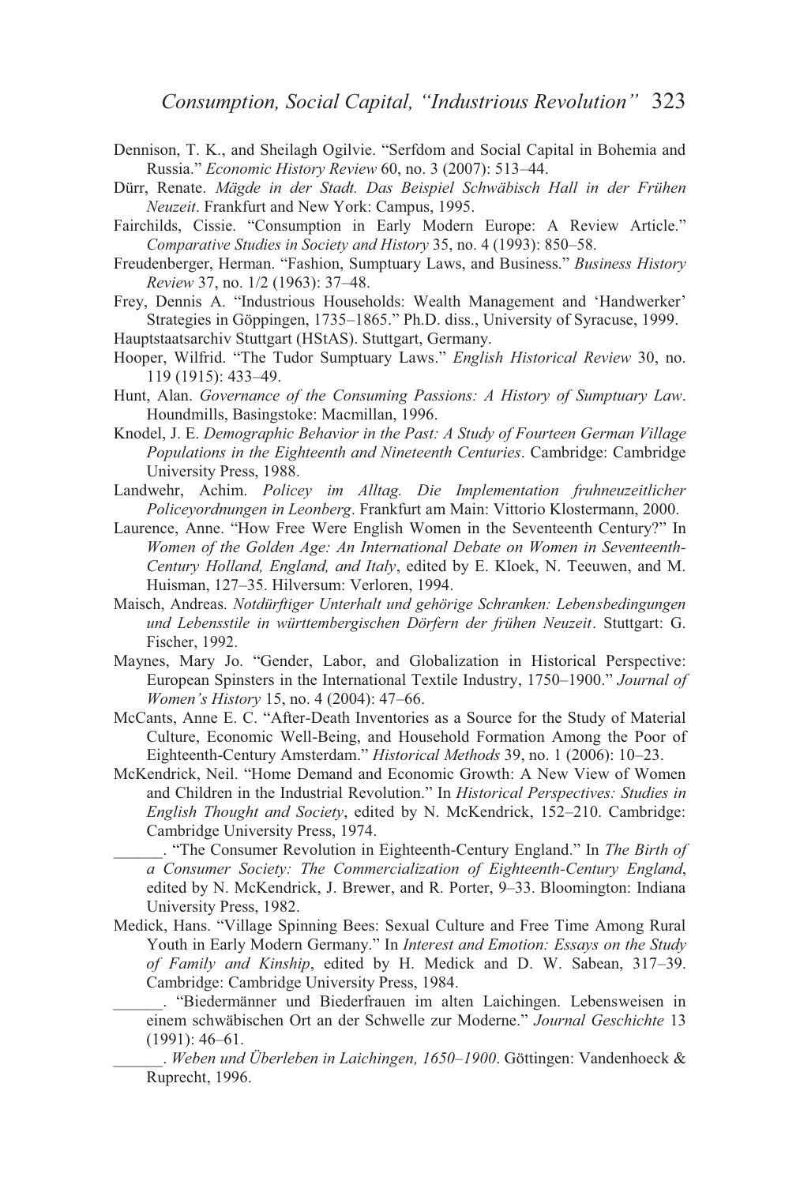Dennison, T. K., and Sheilagh Ogilvie. "Serfdom and Social Capital in Bohemia and Russia." *Economic History Review* 60, no. 3 (2007): 513–44.

Dürr, Renate. *Mägde in der Stadt. Das Beispiel Schwäbisch Hall in der Frühen Neuzeit*. Frankfurt and New York: Campus, 1995.

Fairchilds, Cissie. "Consumption in Early Modern Europe: A Review Article." *Comparative Studies in Society and History* 35, no. 4 (1993): 850–58.

Freudenberger, Herman. "Fashion, Sumptuary Laws, and Business." *Business History Review* 37, no. 1/2 (1963): 37–48.

Frey, Dennis A. "Industrious Households: Wealth Management and 'Handwerker' Strategies in Göppingen, 1735–1865." Ph.D. diss., University of Syracuse, 1999.

Hauptstaatsarchiv Stuttgart (HStAS). Stuttgart, Germany.

Hooper, Wilfrid. "The Tudor Sumptuary Laws." *English Historical Review* 30, no. 119 (1915): 433–49.

Hunt, Alan. *Governance of the Consuming Passions: A History of Sumptuary Law*. Houndmills, Basingstoke: Macmillan, 1996.

Knodel, J. E. *Demographic Behavior in the Past: A Study of Fourteen German Village Populations in the Eighteenth and Nineteenth Centuries*. Cambridge: Cambridge University Press, 1988.

Landwehr, Achim. *Policey im Alltag. Die Implementation fruhneuzeitlicher Policeyordnungen in Leonberg*. Frankfurt am Main: Vittorio Klostermann, 2000.

Laurence, Anne. "How Free Were English Women in the Seventeenth Century?" In *Women of the Golden Age: An International Debate on Women in Seventeenth-Century Holland, England, and Italy*, edited by E. Kloek, N. Teeuwen, and M. Huisman, 127–35. Hilversum: Verloren, 1994.

Maisch, Andreas. *Notdürftiger Unterhalt und gehörige Schranken: Lebensbedingungen und Lebensstile in württembergischen Dörfern der frühen Neuzeit*. Stuttgart: G. Fischer, 1992.

Maynes, Mary Jo. "Gender, Labor, and Globalization in Historical Perspective: European Spinsters in the International Textile Industry, 1750–1900." *Journal of Women's History* 15, no. 4 (2004): 47–66.

McCants, Anne E. C. "After-Death Inventories as a Source for the Study of Material Culture, Economic Well-Being, and Household Formation Among the Poor of Eighteenth-Century Amsterdam." *Historical Methods* 39, no. 1 (2006): 10–23.

McKendrick, Neil. "Home Demand and Economic Growth: A New View of Women and Children in the Industrial Revolution." In *Historical Perspectives: Studies in English Thought and Society*, edited by N. McKendrick, 152–210. Cambridge: Cambridge University Press, 1974.

______. "The Consumer Revolution in Eighteenth-Century England." In *The Birth of a Consumer Society: The Commercialization of Eighteenth-Century England*, edited by N. McKendrick, J. Brewer, and R. Porter, 9–33. Bloomington: Indiana University Press, 1982.

Medick, Hans. "Village Spinning Bees: Sexual Culture and Free Time Among Rural Youth in Early Modern Germany." In *Interest and Emotion: Essays on the Study of Family and Kinship*, edited by H. Medick and D. W. Sabean, 317–39. Cambridge: Cambridge University Press, 1984.

______. "Biedermänner und Biederfrauen im alten Laichingen. Lebensweisen in einem schwäbischen Ort an der Schwelle zur Moderne." *Journal Geschichte* 13 (1991): 46–61.

______. *Weben und Überleben in Laichingen, 1650–1900*. Göttingen: Vandenhoeck & Ruprecht, 1996.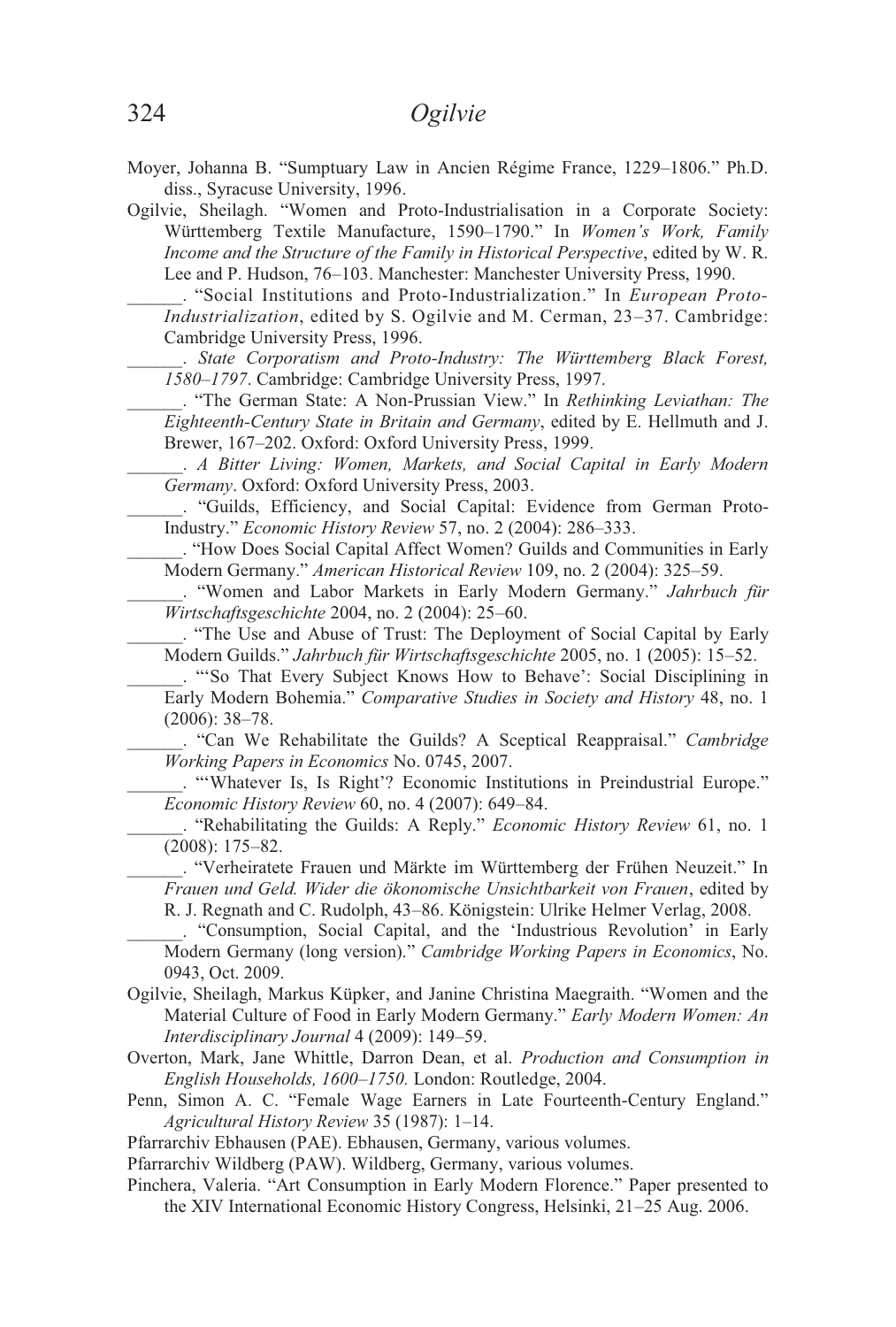Moyer, Johanna B. "Sumptuary Law in Ancien Régime France, 1229–1806." Ph.D. diss., Syracuse University, 1996.

Ogilvie, Sheilagh. "Women and Proto-Industrialisation in a Corporate Society: Württemberg Textile Manufacture, 1590–1790." In *Women's Work, Family Income and the Structure of the Family in Historical Perspective*, edited by W. R. Lee and P. Hudson, 76–103. Manchester: Manchester University Press, 1990.

______. "Social Institutions and Proto-Industrialization." In *European Proto-Industrialization*, edited by S. Ogilvie and M. Cerman, 23–37. Cambridge: Cambridge University Press, 1996.

______. *State Corporatism and Proto-Industry: The Württemberg Black Forest, 1580–1797*. Cambridge: Cambridge University Press, 1997.

______. "The German State: A Non-Prussian View." In *Rethinking Leviathan: The Eighteenth-Century State in Britain and Germany*, edited by E. Hellmuth and J. Brewer, 167–202. Oxford: Oxford University Press, 1999.

______. *A Bitter Living: Women, Markets, and Social Capital in Early Modern Germany*. Oxford: Oxford University Press, 2003.

______. "Guilds, Efficiency, and Social Capital: Evidence from German Proto-Industry." *Economic History Review* 57, no. 2 (2004): 286–333.

______. "How Does Social Capital Affect Women? Guilds and Communities in Early Modern Germany." *American Historical Review* 109, no. 2 (2004): 325–59.

______. "Women and Labor Markets in Early Modern Germany." *Jahrbuch für Wirtschaftsgeschichte* 2004, no. 2 (2004): 25–60.

______. "The Use and Abuse of Trust: The Deployment of Social Capital by Early Modern Guilds." *Jahrbuch für Wirtschaftsgeschichte* 2005, no. 1 (2005): 15–52.

______. "'So That Every Subject Knows How to Behave': Social Disciplining in Early Modern Bohemia." *Comparative Studies in Society and History* 48, no. 1 (2006): 38–78.

______. "Can We Rehabilitate the Guilds? A Sceptical Reappraisal." *Cambridge Working Papers in Economics* No. 0745, 2007.

______. "'Whatever Is, Is Right'? Economic Institutions in Preindustrial Europe." *Economic History Review* 60, no. 4 (2007): 649–84.

______. "Rehabilitating the Guilds: A Reply." *Economic History Review* 61, no. 1 (2008): 175–82.

______. "Verheiratete Frauen und Märkte im Württemberg der Frühen Neuzeit." In *Frauen und Geld. Wider die ökonomische Unsichtbarkeit von Frauen*, edited by R. J. Regnath and C. Rudolph, 43–86. Königstein: Ulrike Helmer Verlag, 2008.

______. "Consumption, Social Capital, and the 'Industrious Revolution' in Early Modern Germany (long version)." *Cambridge Working Papers in Economics*, No. 0943, Oct. 2009.

Ogilvie, Sheilagh, Markus Küpker, and Janine Christina Maegraith. "Women and the Material Culture of Food in Early Modern Germany." *Early Modern Women: An Interdisciplinary Journal* 4 (2009): 149–59.

Overton, Mark, Jane Whittle, Darron Dean, et al. *Production and Consumption in English Households, 1600–1750.* London: Routledge, 2004.

Penn, Simon A. C. "Female Wage Earners in Late Fourteenth-Century England." *Agricultural History Review* 35 (1987): 1–14.

Pfarrarchiv Ebhausen (PAE). Ebhausen, Germany, various volumes.

Pfarrarchiv Wildberg (PAW). Wildberg, Germany, various volumes.

Pinchera, Valeria. "Art Consumption in Early Modern Florence." Paper presented to the XIV International Economic History Congress, Helsinki, 21–25 Aug. 2006.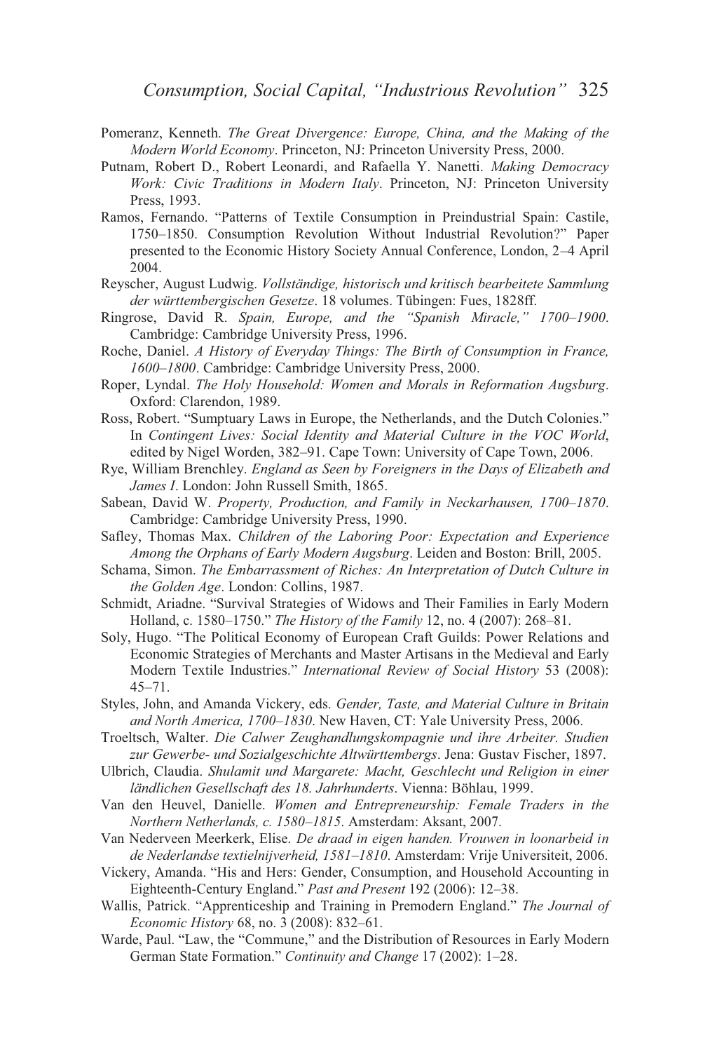Pomeranz, Kenneth. *The Great Divergence: Europe, China, and the Making of the Modern World Economy*. Princeton, NJ: Princeton University Press, 2000.

Putnam, Robert D., Robert Leonardi, and Rafaella Y. Nanetti. *Making Democracy Work: Civic Traditions in Modern Italy*. Princeton, NJ: Princeton University Press, 1993.

Ramos, Fernando. "Patterns of Textile Consumption in Preindustrial Spain: Castile, 1750–1850. Consumption Revolution Without Industrial Revolution?" Paper presented to the Economic History Society Annual Conference, London, 2–4 April 2004.

Reyscher, August Ludwig. *Vollständige, historisch und kritisch bearbeitete Sammlung der württembergischen Gesetze*. 18 volumes. Tübingen: Fues, 1828ff.

Ringrose, David R. *Spain, Europe, and the "Spanish Miracle," 1700–1900*. Cambridge: Cambridge University Press, 1996.

Roche, Daniel. *A History of Everyday Things: The Birth of Consumption in France, 1600–1800*. Cambridge: Cambridge University Press, 2000.

Roper, Lyndal. *The Holy Household: Women and Morals in Reformation Augsburg*. Oxford: Clarendon, 1989.

Ross, Robert. "Sumptuary Laws in Europe, the Netherlands, and the Dutch Colonies." In *Contingent Lives: Social Identity and Material Culture in the VOC World*, edited by Nigel Worden, 382–91. Cape Town: University of Cape Town, 2006.

Rye, William Brenchley. *England as Seen by Foreigners in the Days of Elizabeth and James I*. London: John Russell Smith, 1865.

Sabean, David W. *Property, Production, and Family in Neckarhausen, 1700–1870*. Cambridge: Cambridge University Press, 1990.

Safley, Thomas Max. *Children of the Laboring Poor: Expectation and Experience Among the Orphans of Early Modern Augsburg*. Leiden and Boston: Brill, 2005.

Schama, Simon. *The Embarrassment of Riches: An Interpretation of Dutch Culture in the Golden Age*. London: Collins, 1987.

Schmidt, Ariadne. "Survival Strategies of Widows and Their Families in Early Modern Holland, c. 1580–1750." *The History of the Family* 12, no. 4 (2007): 268–81.

Soly, Hugo. "The Political Economy of European Craft Guilds: Power Relations and Economic Strategies of Merchants and Master Artisans in the Medieval and Early Modern Textile Industries." *International Review of Social History* 53 (2008): 45–71.

Styles, John, and Amanda Vickery, eds. *Gender, Taste, and Material Culture in Britain and North America, 1700–1830*. New Haven, CT: Yale University Press, 2006.

Troeltsch, Walter. *Die Calwer Zeughandlungskompagnie und ihre Arbeiter. Studien zur Gewerbe- und Sozialgeschichte Altwürttembergs*. Jena: Gustav Fischer, 1897.

Ulbrich, Claudia. *Shulamit und Margarete: Macht, Geschlecht und Religion in einer ländlichen Gesellschaft des 18. Jahrhunderts*. Vienna: Böhlau, 1999.

Van den Heuvel, Danielle. *Women and Entrepreneurship: Female Traders in the Northern Netherlands, c. 1580–1815*. Amsterdam: Aksant, 2007.

Van Nederveen Meerkerk, Elise. *De draad in eigen handen. Vrouwen in loonarbeid in de Nederlandse textielnijverheid, 1581–1810*. Amsterdam: Vrije Universiteit, 2006.

Vickery, Amanda. "His and Hers: Gender, Consumption, and Household Accounting in Eighteenth-Century England." *Past and Present* 192 (2006): 12–38.

Wallis, Patrick. "Apprenticeship and Training in Premodern England." *The Journal of Economic History* 68, no. 3 (2008): 832–61.

Warde, Paul. "Law, the "Commune," and the Distribution of Resources in Early Modern German State Formation." *Continuity and Change* 17 (2002): 1–28.